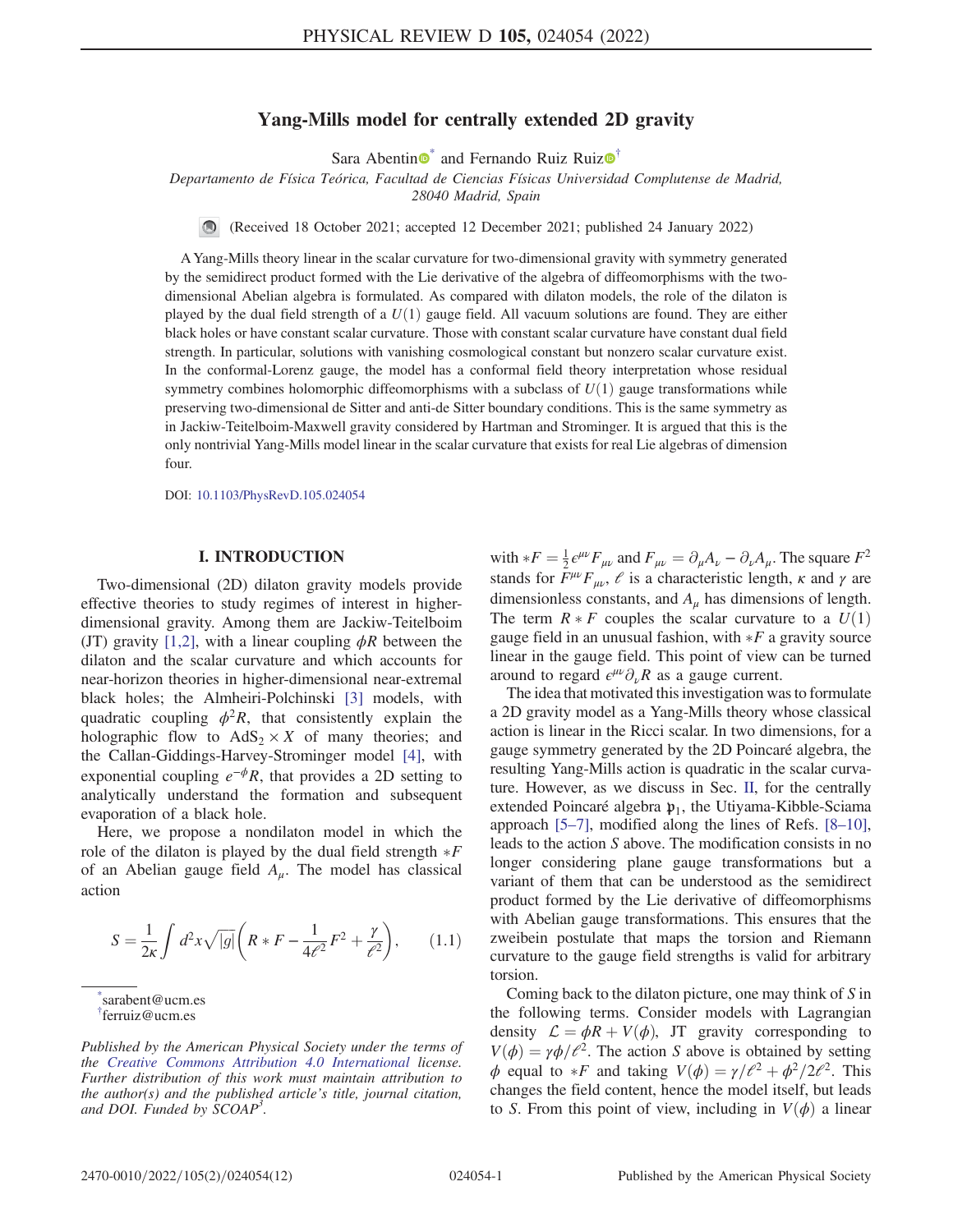# Yang-Mills model for centrally extended 2D gravity

Sara Abentin[*] and Fernando Ruiz Ruiz[†]

*Departamento de Física Teórica, Facultad de Ciencias Físicas Universidad Complutense de Madrid, 28040 Madrid, Spain*

(Received 18 October 2021; accepted 12 December 2021; published 24 January 2022)

A Yang-Mills theory linear in the scalar curvature for two-dimensional gravity with symmetry generated by the semidirect product formed with the Lie derivative of the algebra of diffeomorphisms with the two-dimensional Abelian algebra is formulated. As compared with dilaton models, the role of the dilaton is played by the dual field strength of a $U(1)$ gauge field. All vacuum solutions are found. They are either black holes or have constant scalar curvature. Those with constant scalar curvature have constant dual field strength. In particular, solutions with vanishing cosmological constant but nonzero scalar curvature exist. In the conformal-Lorenz gauge, the model has a conformal field theory interpretation whose residual symmetry combines holomorphic diffeomorphisms with a subclass of $U(1)$ gauge transformations while preserving two-dimensional de Sitter and anti-de Sitter boundary conditions. This is the same symmetry as in Jackiw-Teitelboim-Maxwell gravity considered by Hartman and Strominger. It is argued that this is the only nontrivial Yang-Mills model linear in the scalar curvature that exists for real Lie algebras of dimension four.

DOI: 10.1103/PhysRevD.105.024054

## I. INTRODUCTION

Two-dimensional (2D) dilaton gravity models provide effective theories to study regimes of interest in higher-dimensional gravity. Among them are Jackiw-Teitelboim (JT) gravity [1,2], with a linear coupling $\phi R$ between the dilaton and the scalar curvature and which accounts for near-horizon theories in higher-dimensional near-extremal black holes; the Almheiri-Polchinski [3] models, with quadratic coupling $\phi^2 R$, that consistently explain the holographic flow to $\mathrm{AdS}_2 \times X$ of many theories; and the Callan-Giddings-Harvey-Strominger model [4], with exponential coupling $e^{-\phi}R$, that provides a 2D setting to analytically understand the formation and subsequent evaporation of a black hole.

Here, we propose a nondilaton model in which the role of the dilaton is played by the dual field strength $*F$ of an Abelian gauge field $A_\mu$. The model has classical action

$$S = \frac{1}{2\kappa}\int d^2x \sqrt{|g|}\left(R * F - \frac{1}{4\ell^2}F^2 + \frac{\gamma}{\ell^2}\right), \qquad (1.1)$$

with $*F = \frac{1}{2}\epsilon^{\mu\nu}F_{\mu\nu}$ and $F_{\mu\nu} = \partial_\mu A_\nu - \partial_\nu A_\mu$. The square $F^2$ stands for $F^{\mu\nu}F_{\mu\nu}$, $\ell$ is a characteristic length, $\kappa$ and $\gamma$ are dimensionless constants, and $A_\mu$ has dimensions of length. The term $R * F$ couples the scalar curvature to a $U(1)$ gauge field in an unusual fashion, with $*F$ a gravity source linear in the gauge field. This point of view can be turned around to regard $\epsilon^{\mu\nu}\partial_\nu R$ as a gauge current.

The idea that motivated this investigation was to formulate a 2D gravity model as a Yang-Mills theory whose classical action is linear in the Ricci scalar. In two dimensions, for a gauge symmetry generated by the 2D Poincaré algebra, the resulting Yang-Mills action is quadratic in the scalar curvature. However, as we discuss in Sec. II, for the centrally extended Poincaré algebra $\mathfrak{p}_1$, the Utiyama-Kibble-Sciama approach [5–7], modified along the lines of Refs. [8–10], leads to the action $S$ above. The modification consists in no longer considering plane gauge transformations but a variant of them that can be understood as the semidirect product formed by the Lie derivative of diffeomorphisms with Abelian gauge transformations. This ensures that the zweibein postulate that maps the torsion and Riemann curvature to the gauge field strengths is valid for arbitrary torsion.

Coming back to the dilaton picture, one may think of $S$ in the following terms. Consider models with Lagrangian density $\mathcal{L} = \phi R + V(\phi)$, JT gravity corresponding to $V(\phi) = \gamma\phi/\ell^2$. The action $S$ above is obtained by setting $\phi$ equal to $*F$ and taking $V(\phi) = \gamma/\ell^2 + \phi^2/2\ell^2$. This changes the field content, hence the model itself, but leads to $S$. From this point of view, including in $V(\phi)$ a linear

---

[*] sarabent@ucm.es
[†] ferruiz@ucm.es

*Published by the American Physical Society under the terms of the Creative Commons Attribution 4.0 International license. Further distribution of this work must maintain attribution to the author(s) and the published article's title, journal citation, and DOI. Funded by SCOAP[3].*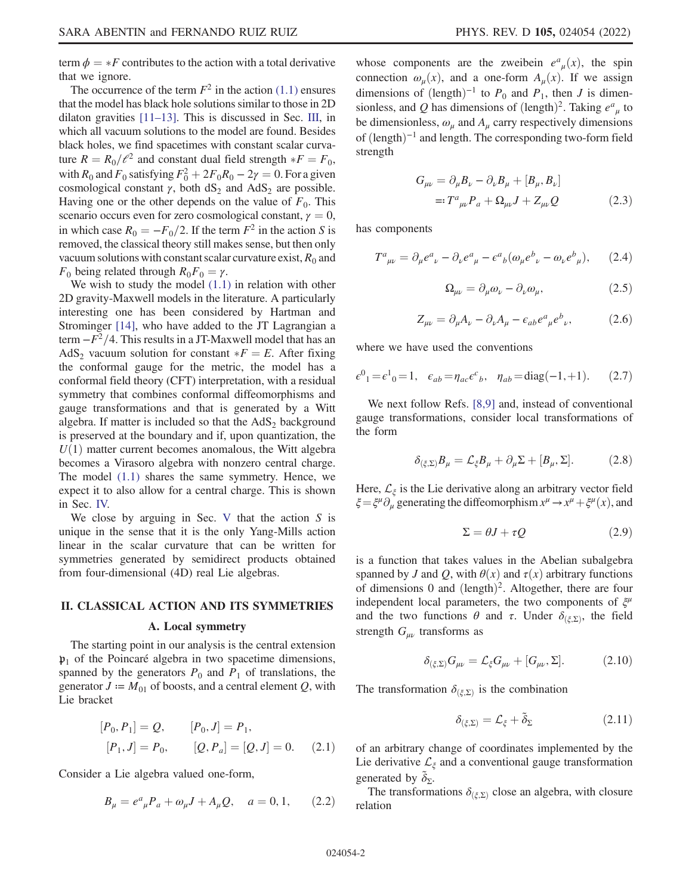term $\phi = *F$ contributes to the action with a total derivative that we ignore.

The occurrence of the term $F^2$ in the action (1.1) ensures that the model has black hole solutions similar to those in 2D dilaton gravities [11–13]. This is discussed in Sec. III, in which all vacuum solutions to the model are found. Besides black holes, we find spacetimes with constant scalar curvature $R = R_0/\ell^2$ and constant dual field strength $*F = F_0$, with $R_0$ and $F_0$ satisfying $F_0^2 + 2F_0R_0 - 2\gamma = 0$. For a given cosmological constant $\gamma$, both $\mathrm{dS}_2$ and $\mathrm{AdS}_2$ are possible. Having one or the other depends on the value of $F_0$. This scenario occurs even for zero cosmological constant, $\gamma = 0$, in which case $R_0 = -F_0/2$. If the term $F^2$ in the action $S$ is removed, the classical theory still makes sense, but then only vacuum solutions with constant scalar curvature exist, $R_0$ and $F_0$ being related through $R_0F_0 = \gamma$.

We wish to study the model (1.1) in relation with other 2D gravity-Maxwell models in the literature. A particularly interesting one has been considered by Hartman and Strominger [14], who have added to the JT Lagrangian a term $-F^2/4$. This results in a JT-Maxwell model that has an $\mathrm{AdS}_2$ vacuum solution for constant $*F = E$. After fixing the conformal gauge for the metric, the model has a conformal field theory (CFT) interpretation, with a residual symmetry that combines conformal diffeomorphisms and gauge transformations and that is generated by a Witt algebra. If matter is included so that the $\mathrm{AdS}_2$ background is preserved at the boundary and if, upon quantization, the $U(1)$ matter current becomes anomalous, the Witt algebra becomes a Virasoro algebra with nonzero central charge. The model (1.1) shares the same symmetry. Hence, we expect it to also allow for a central charge. This is shown in Sec. IV.

We close by arguing in Sec. V that the action $S$ is unique in the sense that it is the only Yang-Mills action linear in the scalar curvature that can be written for symmetries generated by semidirect products obtained from four-dimensional (4D) real Lie algebras.

## II. CLASSICAL ACTION AND ITS SYMMETRIES

### A. Local symmetry

The starting point in our analysis is the central extension $\mathfrak{p}_1$ of the Poincaré algebra in two spacetime dimensions, spanned by the generators $P_0$ and $P_1$ of translations, the generator $J := M_{01}$ of boosts, and a central element $Q$, with Lie bracket

$$
\begin{aligned}
&[P_0, P_1] = Q, \qquad [P_0, J] = P_1, \\
&[P_1, J] = P_0, \qquad [Q, P_a] = [Q, J] = 0.
\end{aligned} \tag{2.1}
$$

Consider a Lie algebra valued one-form,

$$
B_\mu = e^a{}_\mu P_a + \omega_\mu J + A_\mu Q, \quad a = 0, 1, \tag{2.2}
$$

whose components are the zweibein $e^a{}_\mu(x)$, the spin connection $\omega_\mu(x)$, and a one-form $A_\mu(x)$. If we assign dimensions of $(\text{length})^{-1}$ to $P_0$ and $P_1$, then $J$ is dimensionless, and $Q$ has dimensions of $(\text{length})^2$. Taking $e^a{}_\mu$ to be dimensionless, $\omega_\mu$ and $A_\mu$ carry respectively dimensions of $(\text{length})^{-1}$ and length. The corresponding two-form field strength

$$
\begin{aligned}
G_{\mu\nu} &= \partial_\mu B_\nu - \partial_\nu B_\mu + [B_\mu, B_\nu] \\
&=: T^a{}_{\mu\nu} P_a + \Omega_{\mu\nu} J + Z_{\mu\nu} Q
\end{aligned} \tag{2.3}
$$

has components

$$
T^a{}_{\mu\nu} = \partial_\mu e^a{}_\nu - \partial_\nu e^a{}_\mu - \epsilon^a{}_b(\omega_\mu e^b{}_\nu - \omega_\nu e^b{}_\mu), \tag{2.4}
$$

$$
\Omega_{\mu\nu} = \partial_\mu \omega_\nu - \partial_\nu \omega_\mu, \tag{2.5}
$$

$$
Z_{\mu\nu} = \partial_\mu A_\nu - \partial_\nu A_\mu - \epsilon_{ab} e^a{}_\mu e^b{}_\nu, \tag{2.6}
$$

where we have used the conventions

$$
\epsilon^0{}_1 = \epsilon^1{}_0 = 1, \quad \epsilon_{ab} = \eta_{ac}\epsilon^c{}_b, \quad \eta_{ab} = \mathrm{diag}(-1, +1). \tag{2.7}
$$

We next follow Refs. [8,9] and, instead of conventional gauge transformations, consider local transformations of the form

$$
\delta_{(\xi,\Sigma)} B_\mu = \mathcal{L}_\xi B_\mu + \partial_\mu \Sigma + [B_\mu, \Sigma]. \tag{2.8}
$$

Here, $\mathcal{L}_\xi$ is the Lie derivative along an arbitrary vector field $\xi = \xi^\mu \partial_\mu$ generating the diffeomorphism $x^\mu \to x^\mu + \xi^\mu(x)$, and

$$
\Sigma = \theta J + \tau Q \tag{2.9}
$$

is a function that takes values in the Abelian subalgebra spanned by $J$ and $Q$, with $\theta(x)$ and $\tau(x)$ arbitrary functions of dimensions 0 and $(\text{length})^2$. Altogether, there are four independent local parameters, the two components of $\xi^\mu$ and the two functions $\theta$ and $\tau$. Under $\delta_{(\xi,\Sigma)}$, the field strength $G_{\mu\nu}$ transforms as

$$
\delta_{(\xi,\Sigma)} G_{\mu\nu} = \mathcal{L}_\xi G_{\mu\nu} + [G_{\mu\nu}, \Sigma]. \tag{2.10}
$$

The transformation $\delta_{(\xi,\Sigma)}$ is the combination

$$
\delta_{(\xi,\Sigma)} = \mathcal{L}_\xi + \tilde{\delta}_\Sigma \tag{2.11}
$$

of an arbitrary change of coordinates implemented by the Lie derivative $\mathcal{L}_\xi$ and a conventional gauge transformation generated by $\tilde{\delta}_\Sigma$.

The transformations $\delta_{(\xi,\Sigma)}$ close an algebra, with closure relation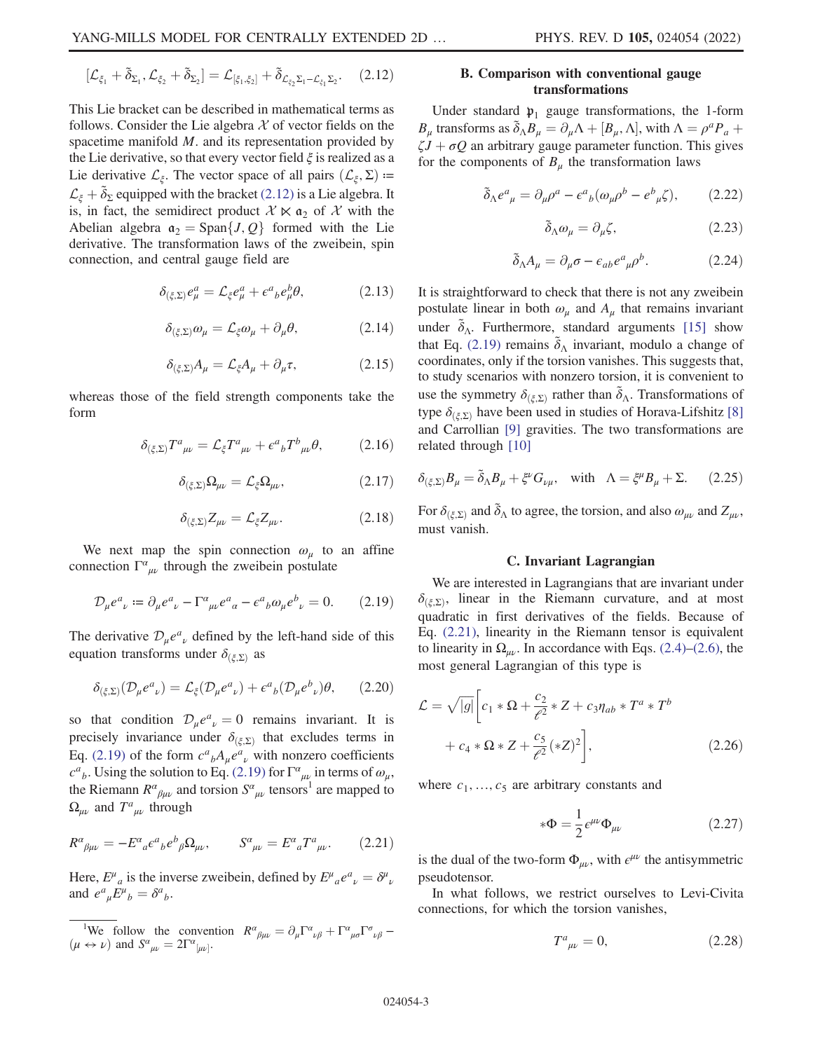$$[\mathcal{L}_{\xi_1} + \tilde{\delta}_{\Sigma_1}, \mathcal{L}_{\xi_2} + \tilde{\delta}_{\Sigma_2}] = \mathcal{L}_{[\xi_1,\xi_2]} + \tilde{\delta}_{\mathcal{L}_{\xi_2}\Sigma_1 - \mathcal{L}_{\xi_1}\Sigma_2}. \tag{2.12}$$

This Lie bracket can be described in mathematical terms as follows. Consider the Lie algebra $\mathcal{X}$ of vector fields on the spacetime manifold $M$. and its representation provided by the Lie derivative, so that every vector field $\xi$ is realized as a Lie derivative $\mathcal{L}_\xi$. The vector space of all pairs $(\mathcal{L}_\xi, \Sigma) \coloneqq \mathcal{L}_\xi + \tilde{\delta}_\Sigma$ equipped with the bracket (2.12) is a Lie algebra. It is, in fact, the semidirect product $\mathcal{X} \ltimes \mathfrak{a}_2$ of $\mathcal{X}$ with the Abelian algebra $\mathfrak{a}_2 = \mathrm{Span}\{J, Q\}$ formed with the Lie derivative. The transformation laws of the zweibein, spin connection, and central gauge field are

$$\delta_{(\xi,\Sigma)} e^a_\mu = \mathcal{L}_\xi e^a_\mu + \epsilon^a{}_b e^b_\mu \theta, \tag{2.13}$$

$$\delta_{(\xi,\Sigma)} \omega_\mu = \mathcal{L}_\xi \omega_\mu + \partial_\mu \theta, \tag{2.14}$$

$$\delta_{(\xi,\Sigma)} A_\mu = \mathcal{L}_\xi A_\mu + \partial_\mu \tau, \tag{2.15}$$

whereas those of the field strength components take the form

$$\delta_{(\xi,\Sigma)} T^a{}_{\mu\nu} = \mathcal{L}_\xi T^a{}_{\mu\nu} + \epsilon^a{}_b T^b{}_{\mu\nu} \theta, \tag{2.16}$$

$$\delta_{(\xi,\Sigma)} \Omega_{\mu\nu} = \mathcal{L}_\xi \Omega_{\mu\nu}, \tag{2.17}$$

$$\delta_{(\xi,\Sigma)} Z_{\mu\nu} = \mathcal{L}_\xi Z_{\mu\nu}. \tag{2.18}$$

We next map the spin connection $\omega_\mu$ to an affine connection $\Gamma^\alpha{}_{\mu\nu}$ through the zweibein postulate

$$\mathcal{D}_\mu e^a{}_\nu \coloneqq \partial_\mu e^a{}_\nu - \Gamma^\alpha{}_{\mu\nu} e^a{}_\alpha - \epsilon^a{}_b \omega_\mu e^b{}_\nu = 0. \tag{2.19}$$

The derivative $\mathcal{D}_\mu e^a{}_\nu$ defined by the left-hand side of this equation transforms under $\delta_{(\xi,\Sigma)}$ as

$$\delta_{(\xi,\Sigma)}(\mathcal{D}_\mu e^a{}_\nu) = \mathcal{L}_\xi(\mathcal{D}_\mu e^a{}_\nu) + \epsilon^a{}_b(\mathcal{D}_\mu e^b{}_\nu)\theta, \tag{2.20}$$

so that condition $\mathcal{D}_\mu e^a{}_\nu = 0$ remains invariant. It is precisely invariance under $\delta_{(\xi,\Sigma)}$ that excludes terms in Eq. (2.19) of the form $c^a{}_b A_\mu e^a{}_\nu$ with nonzero coefficients $c^a{}_b$. Using the solution to Eq. (2.19) for $\Gamma^\alpha{}_{\mu\nu}$ in terms of $\omega_\mu$, the Riemann $R^\alpha{}_{\beta\mu\nu}$ and torsion $S^\alpha{}_{\mu\nu}$ tensors[1] are mapped to $\Omega_{\mu\nu}$ and $T^a{}_{\mu\nu}$ through

$$R^\alpha{}_{\beta\mu\nu} = -E^\alpha{}_a \epsilon^a{}_b e^b{}_\beta \Omega_{\mu\nu}, \qquad S^\alpha{}_{\mu\nu} = E^\alpha{}_a T^a{}_{\mu\nu}. \tag{2.21}$$

Here, $E^\mu{}_a$ is the inverse zweibein, defined by $E^\mu{}_a e^a{}_\nu = \delta^\mu{}_\nu$ and $e^a{}_\mu E^\mu{}_b = \delta^a{}_b$.

[1] We follow the convention $R^\alpha{}_{\beta\mu\nu} = \partial_\mu \Gamma^\alpha{}_{\nu\beta} + \Gamma^\alpha{}_{\mu\sigma}\Gamma^\sigma{}_{\nu\beta} - (\mu \leftrightarrow \nu)$ and $S^\alpha{}_{\mu\nu} = 2\Gamma^\alpha{}_{[\mu\nu]}$.

### B. Comparison with conventional gauge transformations

Under standard $\mathfrak{p}_1$ gauge transformations, the 1-form $B_\mu$ transforms as $\tilde{\delta}_\Lambda B_\mu = \partial_\mu \Lambda + [B_\mu, \Lambda]$, with $\Lambda = \rho^a P_a + \zeta J + \sigma Q$ an arbitrary gauge parameter function. This gives for the components of $B_\mu$ the transformation laws

$$\tilde{\delta}_\Lambda e^a{}_\mu = \partial_\mu \rho^a - \epsilon^a{}_b(\omega_\mu \rho^b - e^b{}_\mu \zeta), \tag{2.22}$$

$$\tilde{\delta}_\Lambda \omega_\mu = \partial_\mu \zeta, \tag{2.23}$$

$$\tilde{\delta}_\Lambda A_\mu = \partial_\mu \sigma - \epsilon_{ab} e^a{}_\mu \rho^b. \tag{2.24}$$

It is straightforward to check that there is not any zweibein postulate linear in both $\omega_\mu$ and $A_\mu$ that remains invariant under $\tilde{\delta}_\Lambda$. Furthermore, standard arguments [15] show that Eq. (2.19) remains $\tilde{\delta}_\Lambda$ invariant, modulo a change of coordinates, only if the torsion vanishes. This suggests that, to study scenarios with nonzero torsion, it is convenient to use the symmetry $\delta_{(\xi,\Sigma)}$ rather than $\tilde{\delta}_\Lambda$. Transformations of type $\delta_{(\xi,\Sigma)}$ have been used in studies of Horava-Lifshitz [8] and Carrollian [9] gravities. The two transformations are related through [10]

$$\delta_{(\xi,\Sigma)} B_\mu = \tilde{\delta}_\Lambda B_\mu + \xi^\nu G_{\nu\mu}, \quad \text{with} \quad \Lambda = \xi^\mu B_\mu + \Sigma. \tag{2.25}$$

For $\delta_{(\xi,\Sigma)}$ and $\tilde{\delta}_\Lambda$ to agree, the torsion, and also $\omega_{\mu\nu}$ and $Z_{\mu\nu}$, must vanish.

### C. Invariant Lagrangian

We are interested in Lagrangians that are invariant under $\delta_{(\xi,\Sigma)}$, linear in the Riemann curvature, and at most quadratic in first derivatives of the fields. Because of Eq. (2.21), linearity in the Riemann tensor is equivalent to linearity in $\Omega_{\mu\nu}$. In accordance with Eqs. (2.4)–(2.6), the most general Lagrangian of this type is

$$\mathcal{L} = \sqrt{|g|}\left[c_1 * \Omega + \frac{c_2}{\ell^2} * Z + c_3 \eta_{ab} * T^a * T^b + c_4 * \Omega * Z + \frac{c_5}{\ell^2}(*Z)^2\right], \tag{2.26}$$

where $c_1, \ldots, c_5$ are arbitrary constants and

$$*\Phi = \frac{1}{2}\epsilon^{\mu\nu}\Phi_{\mu\nu} \tag{2.27}$$

is the dual of the two-form $\Phi_{\mu\nu}$, with $\epsilon^{\mu\nu}$ the antisymmetric pseudotensor.

In what follows, we restrict ourselves to Levi-Civita connections, for which the torsion vanishes,

$$T^a{}_{\mu\nu} = 0, \tag{2.28}$$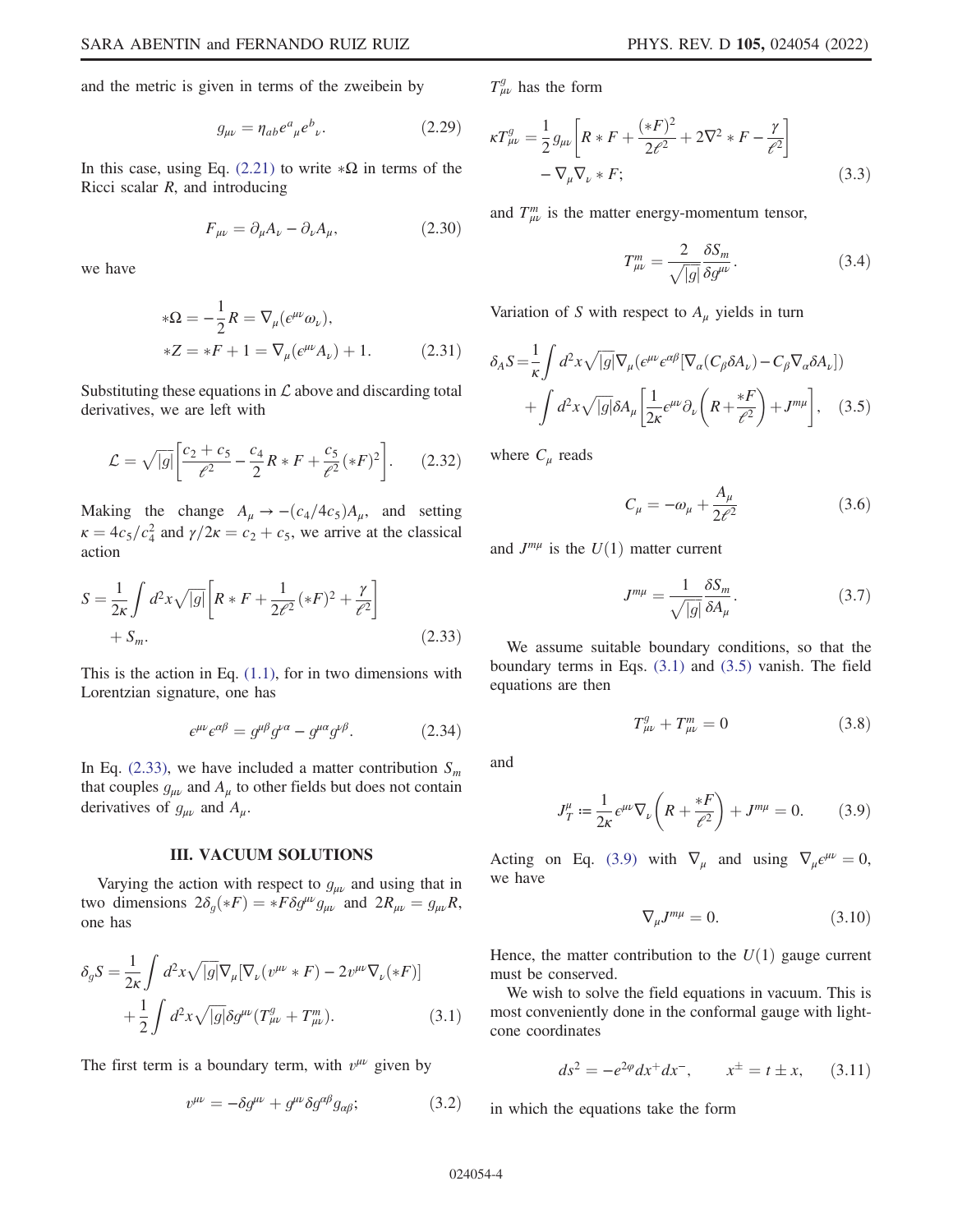and the metric is given in terms of the zweibein by

$$
g_{\mu\nu} = \eta_{ab} e^a{}_\mu e^b{}_\nu. \tag{2.29}
$$

In this case, using Eq. (2.21) to write $*\Omega$ in terms of the Ricci scalar $R$, and introducing

$$
F_{\mu\nu} = \partial_\mu A_\nu - \partial_\nu A_\mu, \tag{2.30}
$$

we have

$$
\begin{aligned}
*\Omega &= -\frac{1}{2} R = \nabla_\mu (\epsilon^{\mu\nu} \omega_\nu), \\
*Z &= *F + 1 = \nabla_\mu (\epsilon^{\mu\nu} A_\nu) + 1.
\end{aligned} \tag{2.31}
$$

Substituting these equations in $\mathcal{L}$ above and discarding total derivatives, we are left with

$$
\mathcal{L} = \sqrt{|g|} \left[ \frac{c_2 + c_5}{\ell^2} - \frac{c_4}{2} R * F + \frac{c_5}{\ell^2} (*F)^2 \right]. \tag{2.32}
$$

Making the change $A_\mu \to -(c_4/4c_5) A_\mu$, and setting $\kappa = 4c_5/c_4^2$ and $\gamma/2\kappa = c_2 + c_5$, we arrive at the classical action

$$
S = \frac{1}{2\kappa} \int d^2x \sqrt{|g|} \left[ R * F + \frac{1}{2\ell^2} (*F)^2 + \frac{\gamma}{\ell^2} \right] + S_m. \tag{2.33}
$$

This is the action in Eq. (1.1), for in two dimensions with Lorentzian signature, one has

$$
\epsilon^{\mu\nu} \epsilon^{\alpha\beta} = g^{\mu\beta} g^{\nu\alpha} - g^{\mu\alpha} g^{\nu\beta}. \tag{2.34}
$$

In Eq. (2.33), we have included a matter contribution $S_m$ that couples $g_{\mu\nu}$ and $A_\mu$ to other fields but does not contain derivatives of $g_{\mu\nu}$ and $A_\mu$.

## III. VACUUM SOLUTIONS

Varying the action with respect to $g_{\mu\nu}$ and using that in two dimensions $2\delta_g(*F) = *F \delta g^{\mu\nu} g_{\mu\nu}$ and $2R_{\mu\nu} = g_{\mu\nu} R$, one has

$$
\begin{aligned}
\delta_g S = &\frac{1}{2\kappa} \int d^2x \sqrt{|g|} \nabla_\mu [\nabla_\nu (v^{\mu\nu} * F) - 2 v^{\mu\nu} \nabla_\nu (*F)] \\
&+ \frac{1}{2} \int d^2x \sqrt{|g|} \delta g^{\mu\nu} (T^g_{\mu\nu} + T^m_{\mu\nu}).
\end{aligned} \tag{3.1}
$$

The first term is a boundary term, with $v^{\mu\nu}$ given by

$$
v^{\mu\nu} = -\delta g^{\mu\nu} + g^{\mu\nu} \delta g^{\alpha\beta} g_{\alpha\beta}; \tag{3.2}
$$

$T^g_{\mu\nu}$ has the form

$$
\begin{aligned}
\kappa T^g_{\mu\nu} = &\frac{1}{2} g_{\mu\nu} \left[ R * F + \frac{(*F)^2}{2\ell^2} + 2\nabla^2 * F - \frac{\gamma}{\ell^2} \right] \\
&- \nabla_\mu \nabla_\nu * F;
\end{aligned} \tag{3.3}
$$

and $T^m_{\mu\nu}$ is the matter energy-momentum tensor,

$$
T^m_{\mu\nu} = \frac{2}{\sqrt{|g|}} \frac{\delta S_m}{\delta g^{\mu\nu}}. \tag{3.4}
$$

Variation of $S$ with respect to $A_\mu$ yields in turn

$$
\begin{aligned}
\delta_A S = &\frac{1}{\kappa} \int d^2x \sqrt{|g|} \nabla_\mu (\epsilon^{\mu\nu} \epsilon^{\alpha\beta} [\nabla_\alpha (C_\beta \delta A_\nu) - C_\beta \nabla_\alpha \delta A_\nu]) \\
&+ \int d^2x \sqrt{|g|} \delta A_\mu \left[ \frac{1}{2\kappa} \epsilon^{\mu\nu} \partial_\nu \left( R + \frac{*F}{\ell^2} \right) + J^{m\mu} \right],
\end{aligned} \tag{3.5}
$$

where $C_\mu$ reads

$$
C_\mu = -\omega_\mu + \frac{A_\mu}{2\ell^2} \tag{3.6}
$$

and $J^{m\mu}$ is the $U(1)$ matter current

$$
J^{m\mu} = \frac{1}{\sqrt{|g|}} \frac{\delta S_m}{\delta A_\mu}. \tag{3.7}
$$

We assume suitable boundary conditions, so that the boundary terms in Eqs. (3.1) and (3.5) vanish. The field equations are then

$$
T^g_{\mu\nu} + T^m_{\mu\nu} = 0 \tag{3.8}
$$

and

$$
J^\mu_T := \frac{1}{2\kappa} \epsilon^{\mu\nu} \nabla_\nu \left( R + \frac{*F}{\ell^2} \right) + J^{m\mu} = 0. \tag{3.9}
$$

Acting on Eq. (3.9) with $\nabla_\mu$ and using $\nabla_\mu \epsilon^{\mu\nu} = 0$, we have

$$
\nabla_\mu J^{m\mu} = 0. \tag{3.10}
$$

Hence, the matter contribution to the $U(1)$ gauge current must be conserved.

We wish to solve the field equations in vacuum. This is most conveniently done in the conformal gauge with light-cone coordinates

$$
ds^2 = -e^{2\varphi} dx^+ dx^-, \qquad x^\pm = t \pm x, \tag{3.11}
$$

in which the equations take the form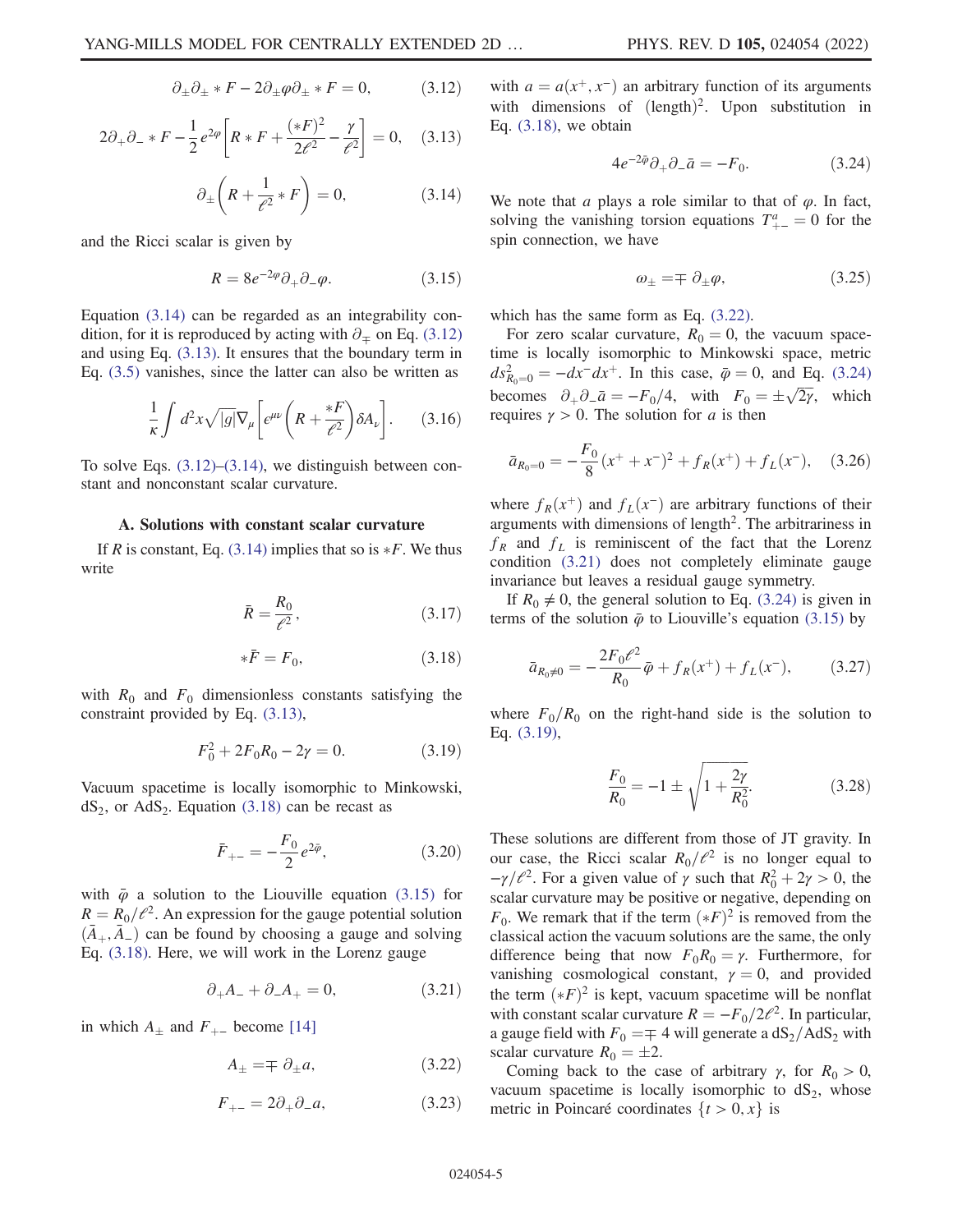$$\partial_\pm \partial_\pm * F - 2\partial_\pm \varphi \partial_\pm * F = 0, \tag{3.12}$$

$$2\partial_+ \partial_- * F - \frac{1}{2} e^{2\varphi}\left[R * F + \frac{(*F)^2}{2\ell^2} - \frac{\gamma}{\ell^2}\right] = 0, \tag{3.13}$$

$$\partial_\pm \left(R + \frac{1}{\ell^2} * F\right) = 0, \tag{3.14}$$

and the Ricci scalar is given by

$$R = 8e^{-2\varphi}\partial_+ \partial_- \varphi. \tag{3.15}$$

Equation (3.14) can be regarded as an integrability condition, for it is reproduced by acting with $\partial_\mp$ on Eq. (3.12) and using Eq. (3.13). It ensures that the boundary term in Eq. (3.5) vanishes, since the latter can also be written as

$$\frac{1}{\kappa}\int d^2x \sqrt{|g|}\nabla_\mu \left[\epsilon^{\mu\nu}\left(R + \frac{*F}{\ell^2}\right)\delta A_\nu\right]. \tag{3.16}$$

To solve Eqs. (3.12)–(3.14), we distinguish between constant and nonconstant scalar curvature.

### A. Solutions with constant scalar curvature

If $R$ is constant, Eq. (3.14) implies that so is $*F$. We thus write

$$\bar{R} = \frac{R_0}{\ell^2}, \tag{3.17}$$

$$*\bar{F} = F_0, \tag{3.18}$$

with $R_0$ and $F_0$ dimensionless constants satisfying the constraint provided by Eq. (3.13),

$$F_0^2 + 2F_0 R_0 - 2\gamma = 0. \tag{3.19}$$

Vacuum spacetime is locally isomorphic to Minkowski, $\mathrm{dS}_2$, or $\mathrm{AdS}_2$. Equation (3.18) can be recast as

$$\bar{F}_{+-} = -\frac{F_0}{2} e^{2\bar{\varphi}}, \tag{3.20}$$

with $\bar{\varphi}$ a solution to the Liouville equation (3.15) for $R = R_0/\ell^2$. An expression for the gauge potential solution $(\bar{A}_+, \bar{A}_-)$ can be found by choosing a gauge and solving Eq. (3.18). Here, we will work in the Lorenz gauge

$$\partial_+ A_- + \partial_- A_+ = 0, \tag{3.21}$$

in which $A_\pm$ and $F_{+-}$ become [14]

$$A_\pm = \mp \partial_\pm a, \tag{3.22}$$

$$F_{+-} = 2\partial_+ \partial_- a, \tag{3.23}$$

with $a = a(x^+, x^-)$ an arbitrary function of its arguments with dimensions of $(\text{length})^2$. Upon substitution in Eq. (3.18), we obtain

$$4e^{-2\bar{\varphi}}\partial_+ \partial_- \bar{a} = -F_0. \tag{3.24}$$

We note that $a$ plays a role similar to that of $\varphi$. In fact, solving the vanishing torsion equations $T^a_{+-} = 0$ for the spin connection, we have

$$\omega_\pm = \mp \partial_\pm \varphi, \tag{3.25}$$

which has the same form as Eq. (3.22).

For zero scalar curvature, $R_0 = 0$, the vacuum spacetime is locally isomorphic to Minkowski space, metric $ds^2_{R_0=0} = -dx^- dx^+$. In this case, $\bar{\varphi} = 0$, and Eq. (3.24) becomes $\partial_+ \partial_- \bar{a} = -F_0/4$, with $F_0 = \pm\sqrt{2\gamma}$, which requires $\gamma > 0$. The solution for $a$ is then

$$\bar{a}_{R_0=0} = -\frac{F_0}{8}(x^+ + x^-)^2 + f_R(x^+) + f_L(x^-), \tag{3.26}$$

where $f_R(x^+)$ and $f_L(x^-)$ are arbitrary functions of their arguments with dimensions of length$^2$. The arbitrariness in $f_R$ and $f_L$ is reminiscent of the fact that the Lorenz condition (3.21) does not completely eliminate gauge invariance but leaves a residual gauge symmetry.

If $R_0 \neq 0$, the general solution to Eq. (3.24) is given in terms of the solution $\bar{\varphi}$ to Liouville's equation (3.15) by

$$\bar{a}_{R_0\neq 0} = -\frac{2F_0 \ell^2}{R_0}\bar{\varphi} + f_R(x^+) + f_L(x^-), \tag{3.27}$$

where $F_0/R_0$ on the right-hand side is the solution to Eq. (3.19),

$$\frac{F_0}{R_0} = -1 \pm \sqrt{1 + \frac{2\gamma}{R_0^2}}. \tag{3.28}$$

These solutions are different from those of JT gravity. In our case, the Ricci scalar $R_0/\ell^2$ is no longer equal to $-\gamma/\ell^2$. For a given value of $\gamma$ such that $R_0^2 + 2\gamma > 0$, the scalar curvature may be positive or negative, depending on $F_0$. We remark that if the term $(*F)^2$ is removed from the classical action the vacuum solutions are the same, the only difference being that now $F_0 R_0 = \gamma$. Furthermore, for vanishing cosmological constant, $\gamma = 0$, and provided the term $(*F)^2$ is kept, vacuum spacetime will be nonflat with constant scalar curvature $R = -F_0/2\ell^2$. In particular, a gauge field with $F_0 = \mp 4$ will generate a $\mathrm{dS}_2/\mathrm{AdS}_2$ with scalar curvature $R_0 = \pm 2$.

Coming back to the case of arbitrary $\gamma$, for $R_0 > 0$, vacuum spacetime is locally isomorphic to $\mathrm{dS}_2$, whose metric in Poincaré coordinates $\{t > 0, x\}$ is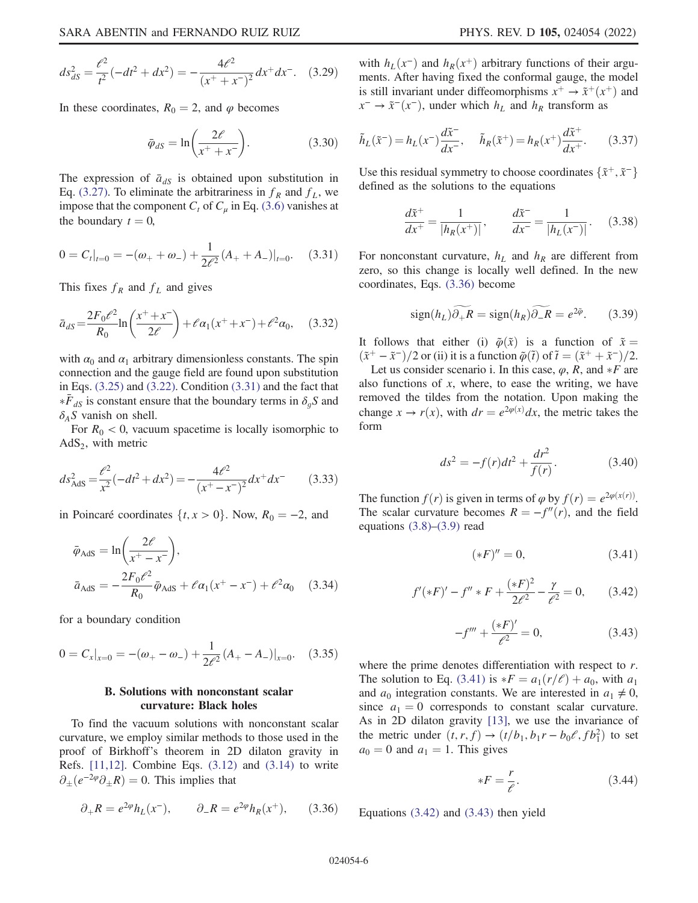$$ds^2_{dS} = \frac{\ell^2}{t^2}(-dt^2 + dx^2) = -\frac{4\ell^2}{(x^+ + x^-)^2}dx^+dx^-. \quad (3.29)$$

In these coordinates, $R_0 = 2$, and $\varphi$ becomes

$$\bar{\varphi}_{dS} = \ln\left(\frac{2\ell}{x^+ + x^-}\right). \quad (3.30)$$

The expression of $\bar{a}_{dS}$ is obtained upon substitution in Eq. (3.27). To eliminate the arbitrariness in $f_R$ and $f_L$, we impose that the component $C_t$ of $C_\mu$ in Eq. (3.6) vanishes at the boundary $t = 0$,

$$0 = C_t|_{t=0} = -(\omega_+ + \omega_-) + \frac{1}{2\ell^2}(A_+ + A_-)|_{t=0}. \quad (3.31)$$

This fixes $f_R$ and $f_L$ and gives

$$\bar{a}_{dS} = \frac{2F_0\ell^2}{R_0}\ln\left(\frac{x^+ + x^-}{2\ell}\right) + \ell\alpha_1(x^+ + x^-) + \ell^2\alpha_0, \quad (3.32)$$

with $\alpha_0$ and $\alpha_1$ arbitrary dimensionless constants. The spin connection and the gauge field are found upon substitution in Eqs. (3.25) and (3.22). Condition (3.31) and the fact that $*\bar{F}_{dS}$ is constant ensure that the boundary terms in $\delta_g S$ and $\delta_A S$ vanish on shell.

For $R_0 < 0$, vacuum spacetime is locally isomorphic to $\mathrm{AdS}_2$, with metric

$$ds^2_{\mathrm{AdS}} = \frac{\ell^2}{x^2}(-dt^2 + dx^2) = -\frac{4\ell^2}{(x^+ - x^-)^2}dx^+dx^- \quad (3.33)$$

in Poincaré coordinates $\{t, x > 0\}$. Now, $R_0 = -2$, and

$$\bar{\varphi}_{\mathrm{AdS}} = \ln\left(\frac{2\ell}{x^+ - x^-}\right),$$
$$\bar{a}_{\mathrm{AdS}} = -\frac{2F_0\ell^2}{R_0}\bar{\varphi}_{\mathrm{AdS}} + \ell\alpha_1(x^+ - x^-) + \ell^2\alpha_0 \quad (3.34)$$

for a boundary condition

$$0 = C_x|_{x=0} = -(\omega_+ - \omega_-) + \frac{1}{2\ell^2}(A_+ - A_-)|_{x=0}. \quad (3.35)$$

### B. Solutions with nonconstant scalar curvature: Black holes

To find the vacuum solutions with nonconstant scalar curvature, we employ similar methods to those used in the proof of Birkhoff's theorem in 2D dilaton gravity in Refs. [11,12]. Combine Eqs. (3.12) and (3.14) to write $\partial_\pm(e^{-2\varphi}\partial_\pm R) = 0$. This implies that

$$\partial_+ R = e^{2\varphi}h_L(x^-), \qquad \partial_- R = e^{2\varphi}h_R(x^+), \quad (3.36)$$

with $h_L(x^-)$ and $h_R(x^+)$ arbitrary functions of their arguments. After having fixed the conformal gauge, the model is still invariant under diffeomorphisms $x^+ \to \tilde{x}^+(x^+)$ and $x^- \to \tilde{x}^-(x^-)$, under which $h_L$ and $h_R$ transform as

$$\tilde{h}_L(\tilde{x}^-) = h_L(x^-)\frac{d\tilde{x}^-}{dx^-}, \quad \tilde{h}_R(\tilde{x}^+) = h_R(x^+)\frac{d\tilde{x}^+}{dx^+}. \quad (3.37)$$

Use this residual symmetry to choose coordinates $\{\tilde{x}^+, \tilde{x}^-\}$ defined as the solutions to the equations

$$\frac{d\tilde{x}^+}{dx^+} = \frac{1}{|h_R(x^+)|}, \qquad \frac{d\tilde{x}^-}{dx^-} = \frac{1}{|h_L(x^-)|}. \quad (3.38)$$

For nonconstant curvature, $h_L$ and $h_R$ are different from zero, so this change is locally well defined. In the new coordinates, Eqs. (3.36) become

$$\mathrm{sign}(h_L)\widetilde{\partial_+ R} = \mathrm{sign}(h_R)\widetilde{\partial_- R} = e^{2\tilde{\varphi}}. \quad (3.39)$$

It follows that either (i) $\tilde{\varphi}(\tilde{x})$ is a function of $\tilde{x} = (\tilde{x}^+ - \tilde{x}^-)/2$ or (ii) it is a function $\tilde{\varphi}(\tilde{t})$ of $\tilde{t} = (\tilde{x}^+ + \tilde{x}^-)/2$.

Let us consider scenario i. In this case, $\varphi$, $R$, and $*F$ are also functions of $x$, where, to ease the writing, we have removed the tildes from the notation. Upon making the change $x \to r(x)$, with $dr = e^{2\varphi(x)}dx$, the metric takes the form

$$ds^2 = -f(r)dt^2 + \frac{dr^2}{f(r)}. \quad (3.40)$$

The function $f(r)$ is given in terms of $\varphi$ by $f(r) = e^{2\varphi(x(r))}$. The scalar curvature becomes $R = -f''(r)$, and the field equations (3.8)–(3.9) read

$$(*F)'' = 0, \quad (3.41)$$

$$f'(*F)' - f'' * F + \frac{(*F)^2}{2\ell^2} - \frac{\gamma}{\ell^2} = 0, \quad (3.42)$$

$$-f''' + \frac{(*F)'}{\ell^2} = 0, \quad (3.43)$$

where the prime denotes differentiation with respect to $r$. The solution to Eq. (3.41) is $*F = a_1(r/\ell) + a_0$, with $a_1$ and $a_0$ integration constants. We are interested in $a_1 \neq 0$, since $a_1 = 0$ corresponds to constant scalar curvature. As in 2D dilaton gravity [13], we use the invariance of the metric under $(t, r, f) \to (t/b_1, b_1 r - b_0\ell, f b_1^2)$ to set $a_0 = 0$ and $a_1 = 1$. This gives

$$*F = \frac{r}{\ell}. \quad (3.44)$$

Equations (3.42) and (3.43) then yield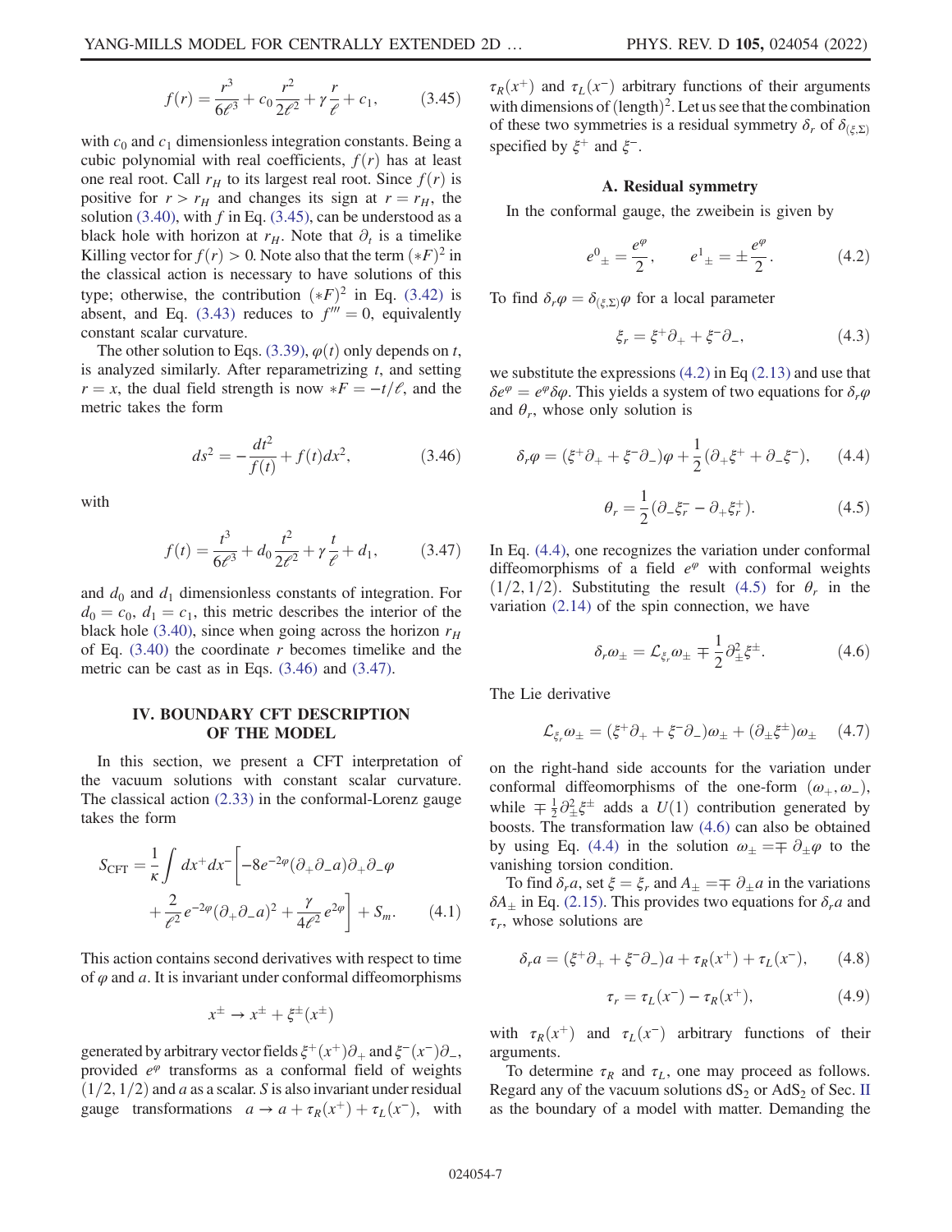$$f(r) = \frac{r^3}{6\ell^3} + c_0 \frac{r^2}{2\ell^2} + \gamma \frac{r}{\ell} + c_1, \tag{3.45}$$

with $c_0$ and $c_1$ dimensionless integration constants. Being a cubic polynomial with real coefficients, $f(r)$ has at least one real root. Call $r_H$ to its largest real root. Since $f(r)$ is positive for $r > r_H$ and changes its sign at $r = r_H$, the solution (3.40), with $f$ in Eq. (3.45), can be understood as a black hole with horizon at $r_H$. Note that $\partial_t$ is a timelike Killing vector for $f(r) > 0$. Note also that the term $(*F)^2$ in the classical action is necessary to have solutions of this type; otherwise, the contribution $(*F)^2$ in Eq. (3.42) is absent, and Eq. (3.43) reduces to $f''' = 0$, equivalently constant scalar curvature.

The other solution to Eqs. (3.39), $\varphi(t)$ only depends on $t$, is analyzed similarly. After reparametrizing $t$, and setting $r = x$, the dual field strength is now $*F = -t/\ell$, and the metric takes the form

$$ds^2 = -\frac{dt^2}{f(t)} + f(t) dx^2, \tag{3.46}$$

with

$$f(t) = \frac{t^3}{6\ell^3} + d_0 \frac{t^2}{2\ell^2} + \gamma \frac{t}{\ell} + d_1, \tag{3.47}$$

and $d_0$ and $d_1$ dimensionless constants of integration. For $d_0 = c_0$, $d_1 = c_1$, this metric describes the interior of the black hole (3.40), since when going across the horizon $r_H$ of Eq. (3.40) the coordinate $r$ becomes timelike and the metric can be cast as in Eqs. (3.46) and (3.47).

## IV. BOUNDARY CFT DESCRIPTION OF THE MODEL

In this section, we present a CFT interpretation of the vacuum solutions with constant scalar curvature. The classical action (2.33) in the conformal-Lorenz gauge takes the form

$$S_{\mathrm{CFT}} = \frac{1}{\kappa} \int dx^+ dx^- \left[ -8 e^{-2\varphi} (\partial_+ \partial_- a) \partial_+ \partial_- \varphi + \frac{2}{\ell^2} e^{-2\varphi} (\partial_+ \partial_- a)^2 + \frac{\gamma}{4\ell^2} e^{2\varphi} \right] + S_m. \tag{4.1}$$

This action contains second derivatives with respect to time of $\varphi$ and $a$. It is invariant under conformal diffeomorphisms

$$x^\pm \to x^\pm + \xi^\pm(x^\pm)$$

generated by arbitrary vector fields $\xi^+(x^+)\partial_+$ and $\xi^-(x^-)\partial_-$, provided $e^\varphi$ transforms as a conformal field of weights $(1/2, 1/2)$ and $a$ as a scalar. $S$ is also invariant under residual gauge transformations $a \to a + \tau_R(x^+) + \tau_L(x^-)$, with $\tau_R(x^+)$ and $\tau_L(x^-)$ arbitrary functions of their arguments with dimensions of $(\text{length})^2$. Let us see that the combination of these two symmetries is a residual symmetry $\delta_r$ of $\delta_{(\xi,\Sigma)}$ specified by $\xi^+$ and $\xi^-$.

### A. Residual symmetry

In the conformal gauge, the zweibein is given by

$$e^0{}_\pm = \frac{e^\varphi}{2}, \qquad e^1{}_\pm = \pm \frac{e^\varphi}{2}. \tag{4.2}$$

To find $\delta_r \varphi = \delta_{(\xi,\Sigma)} \varphi$ for a local parameter

$$\xi_r = \xi^+ \partial_+ + \xi^- \partial_-, \tag{4.3}$$

we substitute the expressions (4.2) in Eq (2.13) and use that $\delta e^\varphi = e^\varphi \delta\varphi$. This yields a system of two equations for $\delta_r \varphi$ and $\theta_r$, whose only solution is

$$\delta_r \varphi = (\xi^+ \partial_+ + \xi^- \partial_-) \varphi + \frac{1}{2} (\partial_+ \xi^+ + \partial_- \xi^-), \tag{4.4}$$

$$\theta_r = \frac{1}{2} (\partial_- \xi_r^- - \partial_+ \xi_r^+). \tag{4.5}$$

In Eq. (4.4), one recognizes the variation under conformal diffeomorphisms of a field $e^\varphi$ with conformal weights $(1/2, 1/2)$. Substituting the result (4.5) for $\theta_r$ in the variation (2.14) of the spin connection, we have

$$\delta_r \omega_\pm = \mathcal{L}_{\xi_r} \omega_\pm \mp \frac{1}{2} \partial_\pm^2 \xi^\pm. \tag{4.6}$$

The Lie derivative

$$\mathcal{L}_{\xi_r} \omega_\pm = (\xi^+ \partial_+ + \xi^- \partial_-) \omega_\pm + (\partial_\pm \xi^\pm) \omega_\pm \tag{4.7}$$

on the right-hand side accounts for the variation under conformal diffeomorphisms of the one-form $(\omega_+, \omega_-)$, while $\mp \frac{1}{2} \partial_\pm^2 \xi^\pm$ adds a $U(1)$ contribution generated by boosts. The transformation law (4.6) can also be obtained by using Eq. (4.4) in the solution $\omega_\pm = \mp \partial_\pm \varphi$ to the vanishing torsion condition.

To find $\delta_r a$, set $\xi = \xi_r$ and $A_\pm = \mp \partial_\pm a$ in the variations $\delta A_\pm$ in Eq. (2.15). This provides two equations for $\delta_r a$ and $\tau_r$, whose solutions are

$$\delta_r a = (\xi^+ \partial_+ + \xi^- \partial_-) a + \tau_R(x^+) + \tau_L(x^-), \tag{4.8}$$

$$\tau_r = \tau_L(x^-) - \tau_R(x^+), \tag{4.9}$$

with $\tau_R(x^+)$ and $\tau_L(x^-)$ arbitrary functions of their arguments.

To determine $\tau_R$ and $\tau_L$, one may proceed as follows. Regard any of the vacuum solutions $dS_2$ or $AdS_2$ of Sec. II as the boundary of a model with matter. Demanding the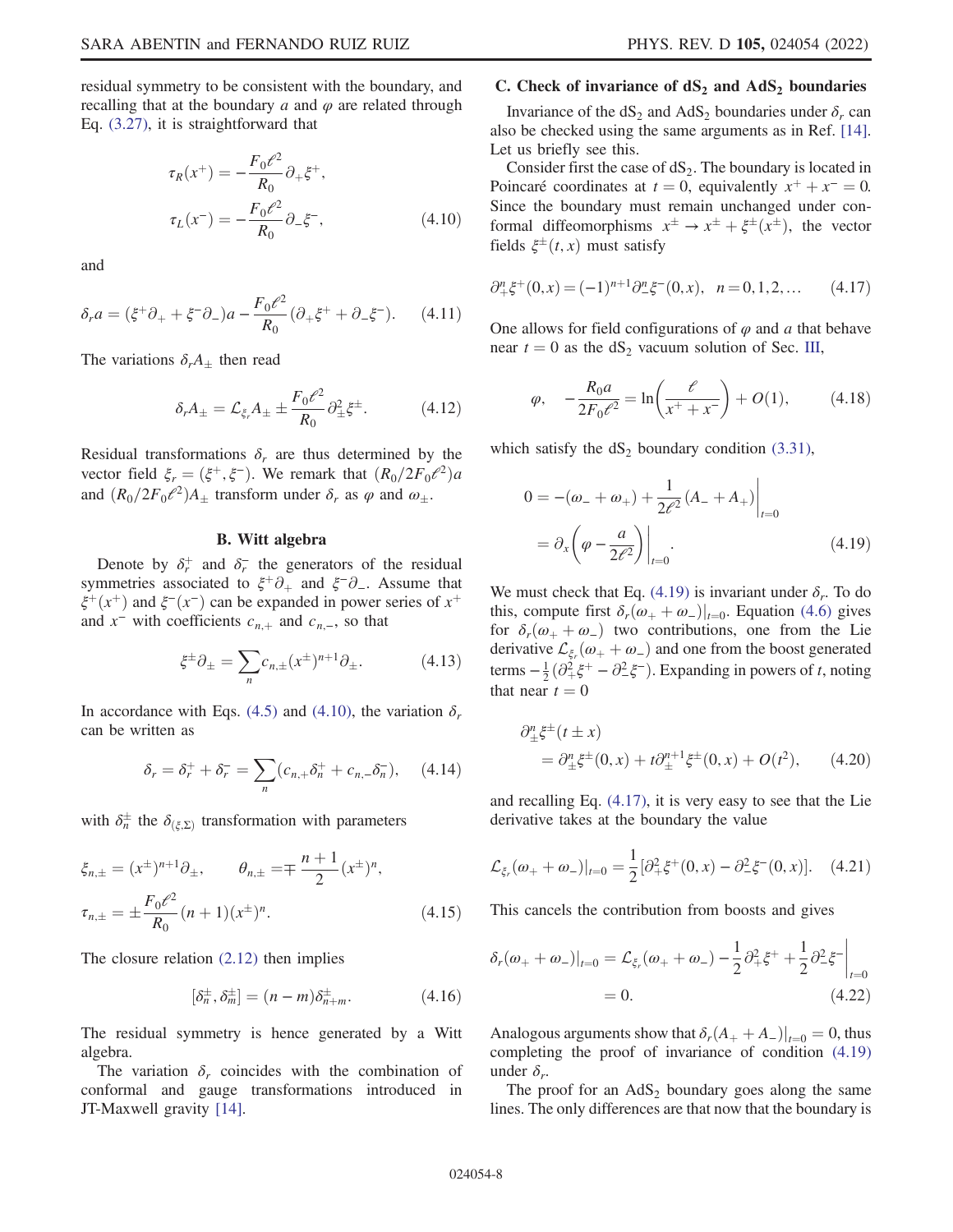residual symmetry to be consistent with the boundary, and recalling that at the boundary $a$ and $\varphi$ are related through Eq. (3.27), it is straightforward that

$$\tau_R(x^+) = -\frac{F_0\ell^2}{R_0}\partial_+\xi^+,$$
$$\tau_L(x^-) = -\frac{F_0\ell^2}{R_0}\partial_-\xi^-, \tag{4.10}$$

and

$$\delta_r a = (\xi^+\partial_+ + \xi^-\partial_-)a - \frac{F_0\ell^2}{R_0}(\partial_+\xi^+ + \partial_-\xi^-). \tag{4.11}$$

The variations $\delta_r A_\pm$ then read

$$\delta_r A_\pm = \mathcal{L}_{\xi_r} A_\pm \pm \frac{F_0\ell^2}{R_0}\partial_\pm^2\xi^\pm. \tag{4.12}$$

Residual transformations $\delta_r$ are thus determined by the vector field $\xi_r = (\xi^+, \xi^-)$. We remark that $(R_0/2F_0\ell^2)a$ and $(R_0/2F_0\ell^2)A_\pm$ transform under $\delta_r$ as $\varphi$ and $\omega_\pm$.

### B. Witt algebra

Denote by $\delta_r^+$ and $\delta_r^-$ the generators of the residual symmetries associated to $\xi^+\partial_+$ and $\xi^-\partial_-$. Assume that $\xi^+(x^+)$ and $\xi^-(x^-)$ can be expanded in power series of $x^+$ and $x^-$ with coefficients $c_{n,+}$ and $c_{n,-}$, so that

$$\xi^\pm\partial_\pm = \sum_n c_{n,\pm}(x^\pm)^{n+1}\partial_\pm. \tag{4.13}$$

In accordance with Eqs. (4.5) and (4.10), the variation $\delta_r$ can be written as

$$\delta_r = \delta_r^+ + \delta_r^- = \sum_n (c_{n,+}\delta_n^+ + c_{n,-}\delta_n^-), \tag{4.14}$$

with $\delta_n^\pm$ the $\delta_{(\xi,\Sigma)}$ transformation with parameters

$$\xi_{n,\pm} = (x^\pm)^{n+1}\partial_\pm, \qquad \theta_{n,\pm} = \mp\frac{n+1}{2}(x^\pm)^n,$$
$$\tau_{n,\pm} = \pm\frac{F_0\ell^2}{R_0}(n+1)(x^\pm)^n. \tag{4.15}$$

The closure relation (2.12) then implies

$$[\delta_n^\pm, \delta_m^\pm] = (n-m)\delta_{n+m}^\pm. \tag{4.16}$$

The residual symmetry is hence generated by a Witt algebra.

The variation $\delta_r$ coincides with the combination of conformal and gauge transformations introduced in JT-Maxwell gravity [14].

### C. Check of invariance of $dS_2$ and $AdS_2$ boundaries

Invariance of the $dS_2$ and $AdS_2$ boundaries under $\delta_r$ can also be checked using the same arguments as in Ref. [14]. Let us briefly see this.

Consider first the case of $dS_2$. The boundary is located in Poincaré coordinates at $t=0$, equivalently $x^+ + x^- = 0$. Since the boundary must remain unchanged under conformal diffeomorphisms $x^\pm \to x^\pm + \xi^\pm(x^\pm)$, the vector fields $\xi^\pm(t,x)$ must satisfy

$$\partial_+^n\xi^+(0,x) = (-1)^{n+1}\partial_-^n\xi^-(0,x), \quad n = 0,1,2,\ldots \tag{4.17}$$

One allows for field configurations of $\varphi$ and $a$ that behave near $t=0$ as the $dS_2$ vacuum solution of Sec. III,

$$\varphi, \quad -\frac{R_0 a}{2F_0\ell^2} = \ln\left(\frac{\ell}{x^+ + x^-}\right) + O(1), \tag{4.18}$$

which satisfy the $dS_2$ boundary condition (3.31),

$$0 = -(\omega_- + \omega_+) + \frac{1}{2\ell^2}(A_- + A_+)\Big|_{t=0}$$
$$= \partial_x\left(\varphi - \frac{a}{2\ell^2}\right)\Big|_{t=0}. \tag{4.19}$$

We must check that Eq. (4.19) is invariant under $\delta_r$. To do this, compute first $\delta_r(\omega_+ + \omega_-)|_{t=0}$. Equation (4.6) gives for $\delta_r(\omega_+ + \omega_-)$ two contributions, one from the Lie derivative $\mathcal{L}_{\xi_r}(\omega_+ + \omega_-)$ and one from the boost generated terms $-\frac{1}{2}(\partial_+^2\xi^+ - \partial_-^2\xi^-)$. Expanding in powers of $t$, noting that near $t=0$

$$\partial_\pm^n\xi^\pm(t\pm x)$$
$$= \partial_\pm^n\xi^\pm(0,x) + t\partial_\pm^{n+1}\xi^\pm(0,x) + O(t^2), \tag{4.20}$$

and recalling Eq. (4.17), it is very easy to see that the Lie derivative takes at the boundary the value

$$\mathcal{L}_{\xi_r}(\omega_+ + \omega_-)|_{t=0} = \frac{1}{2}[\partial_+^2\xi^+(0,x) - \partial_-^2\xi^-(0,x)]. \tag{4.21}$$

This cancels the contribution from boosts and gives

$$\delta_r(\omega_+ + \omega_-)|_{t=0} = \mathcal{L}_{\xi_r}(\omega_+ + \omega_-) - \frac{1}{2}\partial_+^2\xi^+ + \frac{1}{2}\partial_-^2\xi^-\Big|_{t=0}$$
$$= 0. \tag{4.22}$$

Analogous arguments show that $\delta_r(A_+ + A_-)|_{t=0} = 0$, thus completing the proof of invariance of condition (4.19) under $\delta_r$.

The proof for an $AdS_2$ boundary goes along the same lines. The only differences are that now that the boundary is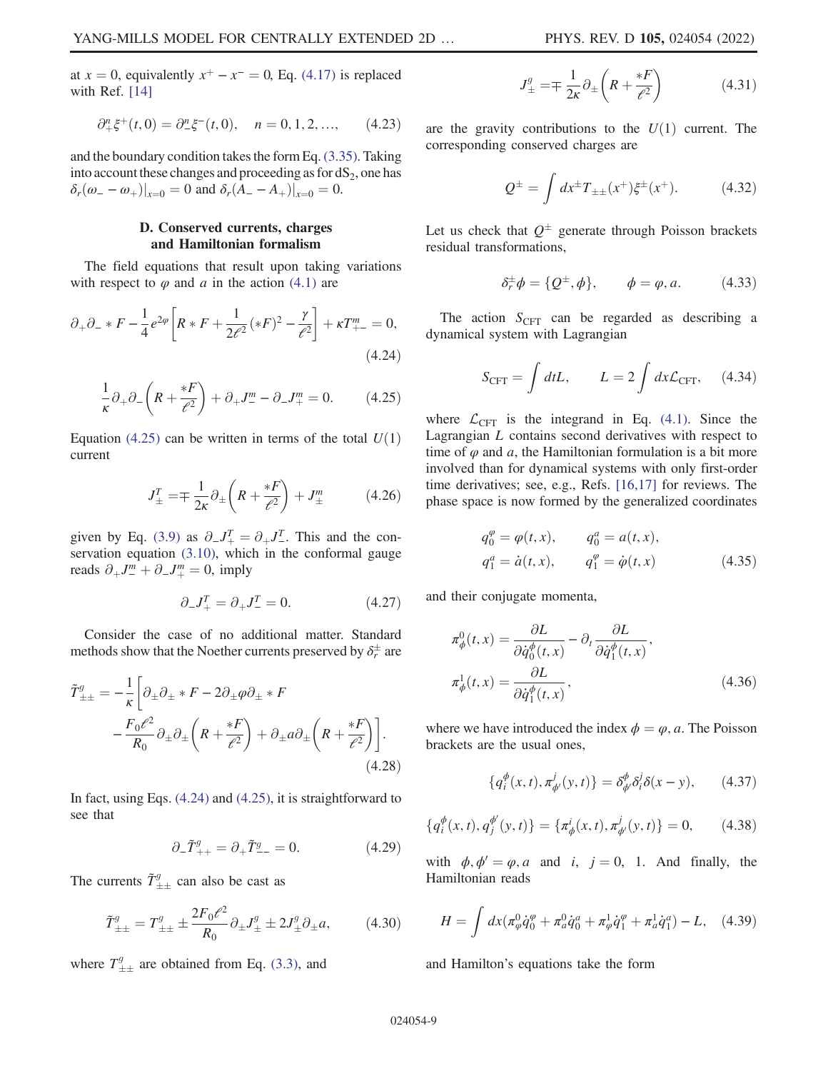at $x = 0$, equivalently $x^+ - x^- = 0$, Eq. (4.17) is replaced with Ref. [14]

$$\partial_+^n \xi^+(t,0) = \partial_-^n \xi^-(t,0), \quad n = 0, 1, 2, \ldots, \tag{4.23}$$

and the boundary condition takes the form Eq. (3.35). Taking into account these changes and proceeding as for $dS_2$, one has $\delta_r(\omega_- - \omega_+)|_{x=0} = 0$ and $\delta_r(A_- - A_+)|_{x=0} = 0$.

### D. Conserved currents, charges and Hamiltonian formalism

The field equations that result upon taking variations with respect to $\varphi$ and $a$ in the action (4.1) are

$$\partial_+\partial_- * F - \frac{1}{4}e^{2\varphi}\left[R * F + \frac{1}{2\ell^2}(*F)^2 - \frac{\gamma}{\ell^2}\right] + \kappa T^m_{+-} = 0, \tag{4.24}$$

$$\frac{1}{\kappa}\partial_+\partial_-\left(R + \frac{*F}{\ell^2}\right) + \partial_+ J^m_- - \partial_- J^m_+ = 0. \tag{4.25}$$

Equation (4.25) can be written in terms of the total $U(1)$ current

$$J^T_\pm = \mp\frac{1}{2\kappa}\partial_\pm\left(R + \frac{*F}{\ell^2}\right) + J^m_\pm \tag{4.26}$$

given by Eq. (3.9) as $\partial_- J^T_+ = \partial_+ J^T_-$. This and the conservation equation (3.10), which in the conformal gauge reads $\partial_+ J^m_- + \partial_- J^m_+ = 0$, imply

$$\partial_- J^T_+ = \partial_+ J^T_- = 0. \tag{4.27}$$

Consider the case of no additional matter. Standard methods show that the Noether currents preserved by $\delta^\pm_r$ are

$$\tilde{T}^g_{\pm\pm} = -\frac{1}{\kappa}\left[\partial_\pm\partial_\pm * F - 2\partial_\pm\varphi\partial_\pm * F - \frac{F_0\ell^2}{R_0}\partial_\pm\partial_\pm\left(R + \frac{*F}{\ell^2}\right) + \partial_\pm a\partial_\pm\left(R + \frac{*F}{\ell^2}\right)\right]. \tag{4.28}$$

In fact, using Eqs. (4.24) and (4.25), it is straightforward to see that

$$\partial_-\tilde{T}^g_{++} = \partial_+\tilde{T}^g_{--} = 0. \tag{4.29}$$

The currents $\tilde{T}^g_{\pm\pm}$ can also be cast as

$$\tilde{T}^g_{\pm\pm} = T^g_{\pm\pm} \pm \frac{2F_0\ell^2}{R_0}\partial_\pm J^g_\pm \pm 2J^g_\pm\partial_\pm a, \tag{4.30}$$

where $T^g_{\pm\pm}$ are obtained from Eq. (3.3), and

$$J^g_\pm = \mp\frac{1}{2\kappa}\partial_\pm\left(R + \frac{*F}{\ell^2}\right) \tag{4.31}$$

are the gravity contributions to the $U(1)$ current. The corresponding conserved charges are

$$Q^\pm = \int dx^\pm T_{\pm\pm}(x^\pm)\xi^\pm(x^\pm). \tag{4.32}$$

Let us check that $Q^\pm$ generate through Poisson brackets residual transformations,

$$\delta^\pm_r\phi = \{Q^\pm, \phi\}, \qquad \phi = \varphi, a. \tag{4.33}$$

The action $S_{\text{CFT}}$ can be regarded as describing a dynamical system with Lagrangian

$$S_{\text{CFT}} = \int dt L, \qquad L = 2\int dx \mathcal{L}_{\text{CFT}}, \tag{4.34}$$

where $\mathcal{L}_{\text{CFT}}$ is the integrand in Eq. (4.1). Since the Lagrangian $L$ contains second derivatives with respect to time of $\varphi$ and $a$, the Hamiltonian formulation is a bit more involved than for dynamical systems with only first-order time derivatives; see, e.g., Refs. [16,17] for reviews. The phase space is now formed by the generalized coordinates

$$\begin{aligned} q^\varphi_0 &= \varphi(t,x), \qquad q^a_0 = a(t,x), \\ q^a_1 &= \dot{a}(t,x), \qquad q^\varphi_1 = \dot{\varphi}(t,x) \end{aligned} \tag{4.35}$$

and their conjugate momenta,

$$\begin{aligned} \pi^0_\phi(t,x) &= \frac{\partial L}{\partial\dot{q}^\phi_0(t,x)} - \partial_t\frac{\partial L}{\partial\dot{q}^\phi_1(t,x)}, \\ \pi^1_\phi(t,x) &= \frac{\partial L}{\partial\dot{q}^\phi_1(t,x)}, \end{aligned} \tag{4.36}$$

where we have introduced the index $\phi = \varphi, a$. The Poisson brackets are the usual ones,

$$\{q^\phi_i(x,t), \pi^j_{\phi'}(y,t)\} = \delta^\phi_{\phi'}\delta^j_i\delta(x-y), \tag{4.37}$$

$$\{q^\phi_i(x,t), q^{\phi'}_j(y,t)\} = \{\pi^i_\phi(x,t), \pi^j_{\phi'}(y,t)\} = 0, \tag{4.38}$$

with $\phi, \phi' = \varphi, a$ and $i$, $j = 0$, 1. And finally, the Hamiltonian reads

$$H = \int dx(\pi^0_\varphi\dot{q}^\varphi_0 + \pi^0_a\dot{q}^a_0 + \pi^1_\varphi\dot{q}^\varphi_1 + \pi^1_a\dot{q}^a_1) - L, \tag{4.39}$$

and Hamilton's equations take the form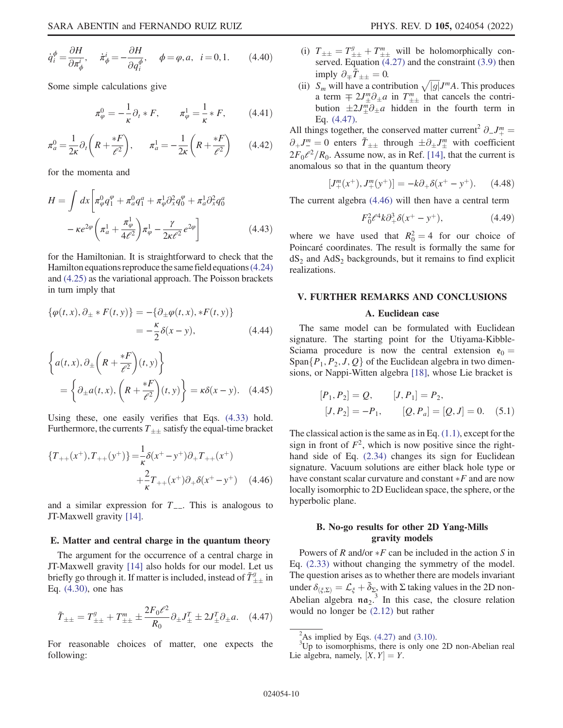$$\dot{q}_i^\phi = \frac{\partial H}{\partial \pi_\phi^i}, \quad \dot{\pi}_\phi^i = -\frac{\partial H}{\partial q_i^\phi}, \quad \phi = \varphi, a, \quad i = 0, 1. \tag{4.40}$$

Some simple calculations give

$$\pi_\varphi^0 = -\frac{1}{\kappa}\partial_t * F, \qquad \pi_\varphi^1 = \frac{1}{\kappa} * F, \tag{4.41}$$

$$\pi_a^0 = \frac{1}{2\kappa}\partial_t\left(R + \frac{*F}{\ell^2}\right), \qquad \pi_a^1 = -\frac{1}{2\kappa}\left(R + \frac{*F}{\ell^2}\right) \tag{4.42}$$

for the momenta and

$$H = \int dx \left[\pi_\varphi^0 q_1^\varphi + \pi_a^0 q_1^a + \pi_\varphi^1 \partial_x^2 q_0^\varphi + \pi_a^1 \partial_x^2 q_0^a - \kappa e^{2\varphi}\left(\pi_a^1 + \frac{\pi_\varphi^1}{4\ell^2}\right)\pi_\varphi^1 - \frac{\gamma}{2\kappa\ell^2} e^{2\varphi}\right] \tag{4.43}$$

for the Hamiltonian. It is straightforward to check that the Hamilton equations reproduce the same field equations (4.24) and (4.25) as the variational approach. The Poisson brackets in turn imply that

$$\{\varphi(t,x), \partial_\pm * F(t,y)\} = -\{\partial_\pm \varphi(t,x), *F(t,y)\} = -\frac{\kappa}{2}\delta(x-y), \tag{4.44}$$

$$\left\{a(t,x), \partial_\pm\left(R + \frac{*F}{\ell^2}\right)(t,y)\right\} = \left\{\partial_\pm a(t,x), \left(R + \frac{*F}{\ell^2}\right)(t,y)\right\} = \kappa\delta(x-y). \tag{4.45}$$

Using these, one easily verifies that Eqs. (4.33) hold. Furthermore, the currents $T_{\pm\pm}$ satisfy the equal-time bracket

$$\{T_{++}(x^+), T_{++}(y^+)\} = \frac{1}{\kappa}\delta(x^+ - y^+)\partial_+ T_{++}(x^+) + \frac{2}{\kappa}T_{++}(x^+)\partial_+\delta(x^+ - y^+) \tag{4.46}$$

and a similar expression for $T_{--}$. This is analogous to JT-Maxwell gravity [14].

### E. Matter and central charge in the quantum theory

The argument for the occurrence of a central charge in JT-Maxwell gravity [14] also holds for our model. Let us briefly go through it. If matter is included, instead of $\tilde{T}^g_{\pm\pm}$ in Eq. (4.30), one has

$$\tilde{T}_{\pm\pm} = T^g_{\pm\pm} + T^m_{\pm\pm} \pm \frac{2F_0\ell^2}{R_0}\partial_\pm J^T_\pm \pm 2J^T_\pm \partial_\pm a. \tag{4.47}$$

For reasonable choices of matter, one expects the following:

- (i) $T_{\pm\pm} = T^g_{\pm\pm} + T^m_{\pm\pm}$ will be holomorphically conserved. Equation (4.27) and the constraint (3.9) then imply $\partial_\mp \tilde{T}_{\pm\pm} = 0$.
- (ii) $S_m$ will have a contribution $\sqrt{|g|}J^m A$. This produces a term $\mp 2J^m_\pm \partial_\pm a$ in $T^m_{\pm\pm}$ that cancels the contribution $\pm 2J^m_\pm \partial_\pm a$ hidden in the fourth term in Eq. (4.47).

All things together, the conserved matter current[2] $\partial_- J^m_+ = \partial_+ J^m_- = 0$ enters $\tilde{T}_{\pm\pm}$ through $\pm\partial_\pm J^m_\pm$ with coefficient $2F_0\ell^2/R_0$. Assume now, as in Ref. [14], that the current is anomalous so that in the quantum theory

$$[J^m_+(x^+), J^m_+(y^+)] = -k\partial_+\delta(x^+ - y^+). \tag{4.48}$$

The current algebra (4.46) will then have a central term

$$F_0^2\ell^4 k\partial_+^3\delta(x^+ - y^+), \tag{4.49}$$

where we have used that $R_0^2 = 4$ for our choice of Poincaré coordinates. The result is formally the same for $\mathrm{dS}_2$ and $\mathrm{AdS}_2$ backgrounds, but it remains to find explicit realizations.

## V. FURTHER REMARKS AND CONCLUSIONS

### A. Euclidean case

The same model can be formulated with Euclidean signature. The starting point for the Utiyama-Kibble-Sciama procedure is now the central extension $\mathfrak{e}_0 = \mathrm{Span}\{P_1, P_2, J, Q\}$ of the Euclidean algebra in two dimensions, or Nappi-Witten algebra [18], whose Lie bracket is

$$[P_1, P_2] = Q, \qquad [J, P_1] = P_2, \qquad [J, P_2] = -P_1, \qquad [Q, P_a] = [Q, J] = 0. \tag{5.1}$$

The classical action is the same as in Eq. (1.1), except for the sign in front of $F^2$, which is now positive since the right-hand side of Eq. (2.34) changes its sign for Euclidean signature. Vacuum solutions are either black hole type or have constant scalar curvature and constant $*F$ and are now locally isomorphic to 2D Euclidean space, the sphere, or the hyperbolic plane.

### B. No-go results for other 2D Yang-Mills gravity models

Powers of $R$ and/or $*F$ can be included in the action $S$ in Eq. (2.33) without changing the symmetry of the model. The question arises as to whether there are models invariant under $\delta_{(\xi,\Sigma)} = \mathcal{L}_\xi + \tilde{\delta}_\Sigma$, with $\Sigma$ taking values in the 2D non-Abelian algebra $\mathfrak{na}_2$.[3] In this case, the closure relation would no longer be (2.12) but rather

---

[2] As implied by Eqs. (4.27) and (3.10).

[3] Up to isomorphisms, there is only one 2D non-Abelian real Lie algebra, namely, $[X, Y] = Y$.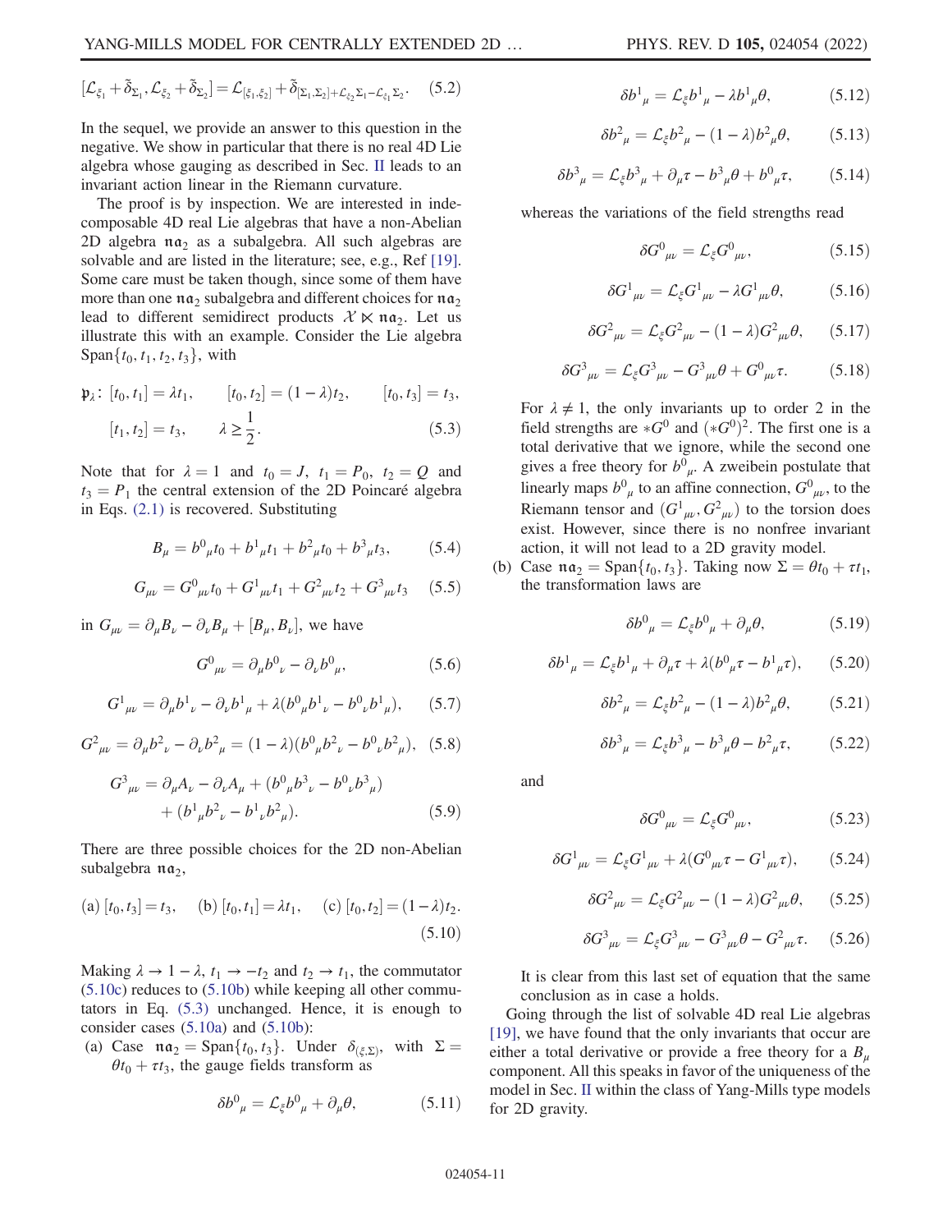$$[\mathcal{L}_{\xi_1} + \tilde{\delta}_{\Sigma_1}, \mathcal{L}_{\xi_2} + \tilde{\delta}_{\Sigma_2}] = \mathcal{L}_{[\xi_1,\xi_2]} + \tilde{\delta}_{[\Sigma_1,\Sigma_2] + \mathcal{L}_{\xi_2}\Sigma_1 - \mathcal{L}_{\xi_1}\Sigma_2}. \quad (5.2)$$

In the sequel, we provide an answer to this question in the negative. We show in particular that there is no real 4D Lie algebra whose gauging as described in Sec. II leads to an invariant action linear in the Riemann curvature.

The proof is by inspection. We are interested in indecomposable 4D real Lie algebras that have a non-Abelian 2D algebra $\mathfrak{na}_2$ as a subalgebra. All such algebras are solvable and are listed in the literature; see, e.g., Ref [19]. Some care must be taken though, since some of them have more than one $\mathfrak{na}_2$ subalgebra and different choices for $\mathfrak{na}_2$ lead to different semidirect products $\mathcal{X} \ltimes \mathfrak{na}_2$. Let us illustrate this with an example. Consider the Lie algebra $\mathrm{Span}\{t_0, t_1, t_2, t_3\}$, with

$$\mathfrak{p}_\lambda\colon\ [t_0, t_1] = \lambda t_1, \qquad [t_0, t_2] = (1-\lambda) t_2, \qquad [t_0, t_3] = t_3,$$
$$[t_1, t_2] = t_3, \qquad \lambda \geq \frac{1}{2}. \quad (5.3)$$

Note that for $\lambda = 1$ and $t_0 = J$, $t_1 = P_0$, $t_2 = Q$ and $t_3 = P_1$ the central extension of the 2D Poincaré algebra in Eqs. (2.1) is recovered. Substituting

$$B_\mu = b^0{}_\mu t_0 + b^1{}_\mu t_1 + b^2{}_\mu t_0 + b^3{}_\mu t_3, \quad (5.4)$$

$$G_{\mu\nu} = G^0{}_{\mu\nu} t_0 + G^1{}_{\mu\nu} t_1 + G^2{}_{\mu\nu} t_2 + G^3{}_{\mu\nu} t_3 \quad (5.5)$$

in $G_{\mu\nu} = \partial_\mu B_\nu - \partial_\nu B_\mu + [B_\mu, B_\nu]$, we have

$$G^0{}_{\mu\nu} = \partial_\mu b^0{}_\nu - \partial_\nu b^0{}_\mu, \quad (5.6)$$

$$G^1{}_{\mu\nu} = \partial_\mu b^1{}_\nu - \partial_\nu b^1{}_\mu + \lambda (b^0{}_\mu b^1{}_\nu - b^0{}_\nu b^1{}_\mu), \quad (5.7)$$

$$G^2{}_{\mu\nu} = \partial_\mu b^2{}_\nu - \partial_\nu b^2{}_\mu = (1-\lambda)(b^0{}_\mu b^2{}_\nu - b^0{}_\nu b^2{}_\mu), \quad (5.8)$$

$$G^3{}_{\mu\nu} = \partial_\mu A_\nu - \partial_\nu A_\mu + (b^0{}_\mu b^3{}_\nu - b^0{}_\nu b^3{}_\mu) + (b^1{}_\mu b^2{}_\nu - b^1{}_\nu b^2{}_\mu). \quad (5.9)$$

There are three possible choices for the 2D non-Abelian subalgebra $\mathfrak{na}_2$,

$$\text{(a)}\ [t_0, t_3] = t_3, \quad \text{(b)}\ [t_0, t_1] = \lambda t_1, \quad \text{(c)}\ [t_0, t_2] = (1-\lambda) t_2. \quad (5.10)$$

Making $\lambda \to 1 - \lambda$, $t_1 \to -t_2$ and $t_2 \to t_1$, the commutator (5.10c) reduces to (5.10b) while keeping all other commutators in Eq. (5.3) unchanged. Hence, it is enough to consider cases (5.10a) and (5.10b):

(a) Case $\mathfrak{na}_2 = \mathrm{Span}\{t_0, t_3\}$. Under $\delta_{(\xi,\Sigma)}$, with $\Sigma = \theta t_0 + \tau t_3$, the gauge fields transform as

$$\delta b^0{}_\mu = \mathcal{L}_\xi b^0{}_\mu + \partial_\mu \theta, \quad (5.11)$$

$$\delta b^1{}_\mu = \mathcal{L}_\xi b^1{}_\mu - \lambda b^1{}_\mu \theta, \quad (5.12)$$

$$\delta b^2{}_\mu = \mathcal{L}_\xi b^2{}_\mu - (1-\lambda) b^2{}_\mu \theta, \quad (5.13)$$

$$\delta b^3{}_\mu = \mathcal{L}_\xi b^3{}_\mu + \partial_\mu \tau - b^3{}_\mu \theta + b^0{}_\mu \tau, \quad (5.14)$$

whereas the variations of the field strengths read

$$\delta G^0{}_{\mu\nu} = \mathcal{L}_\xi G^0{}_{\mu\nu}, \quad (5.15)$$

$$\delta G^1{}_{\mu\nu} = \mathcal{L}_\xi G^1{}_{\mu\nu} - \lambda G^1{}_{\mu\nu} \theta, \quad (5.16)$$

$$\delta G^2{}_{\mu\nu} = \mathcal{L}_\xi G^2{}_{\mu\nu} - (1-\lambda) G^2{}_{\mu\nu} \theta, \quad (5.17)$$

$$\delta G^3{}_{\mu\nu} = \mathcal{L}_\xi G^3{}_{\mu\nu} - G^3{}_{\mu\nu} \theta + G^0{}_{\mu\nu} \tau. \quad (5.18)$$

For $\lambda \neq 1$, the only invariants up to order 2 in the field strengths are $*G^0$ and $(*G^0)^2$. The first one is a total derivative that we ignore, while the second one gives a free theory for $b^0{}_\mu$. A zweibein postulate that linearly maps $b^0{}_\mu$ to an affine connection, $G^0{}_{\mu\nu}$, to the Riemann tensor and $(G^1{}_{\mu\nu}, G^2{}_{\mu\nu})$ to the torsion does exist. However, since there is no nonfree invariant action, it will not lead to a 2D gravity model.

(b) Case $\mathfrak{na}_2 = \mathrm{Span}\{t_0, t_3\}$. Taking now $\Sigma = \theta t_0 + \tau t_1$, the transformation laws are

$$\delta b^0{}_\mu = \mathcal{L}_\xi b^0{}_\mu + \partial_\mu \theta, \quad (5.19)$$

$$\delta b^1{}_\mu = \mathcal{L}_\xi b^1{}_\mu + \partial_\mu \tau + \lambda (b^0{}_\mu \tau - b^1{}_\mu \tau), \quad (5.20)$$

$$\delta b^2{}_\mu = \mathcal{L}_\xi b^2{}_\mu - (1-\lambda) b^2{}_\mu \theta, \quad (5.21)$$

$$\delta b^3{}_\mu = \mathcal{L}_\xi b^3{}_\mu - b^3{}_\mu \theta - b^2{}_\mu \tau, \quad (5.22)$$

and

$$\delta G^0{}_{\mu\nu} = \mathcal{L}_\xi G^0{}_{\mu\nu}, \quad (5.23)$$

$$\delta G^1{}_{\mu\nu} = \mathcal{L}_\xi G^1{}_{\mu\nu} + \lambda (G^0{}_{\mu\nu} \tau - G^1{}_{\mu\nu} \tau), \quad (5.24)$$

$$\delta G^2{}_{\mu\nu} = \mathcal{L}_\xi G^2{}_{\mu\nu} - (1-\lambda) G^2{}_{\mu\nu} \theta, \quad (5.25)$$

$$\delta G^3{}_{\mu\nu} = \mathcal{L}_\xi G^3{}_{\mu\nu} - G^3{}_{\mu\nu} \theta - G^2{}_{\mu\nu} \tau. \quad (5.26)$$

It is clear from this last set of equation that the same conclusion as in case a holds.

Going through the list of solvable 4D real Lie algebras [19], we have found that the only invariants that occur are either a total derivative or provide a free theory for a $B_\mu$ component. All this speaks in favor of the uniqueness of the model in Sec. II within the class of Yang-Mills type models for 2D gravity.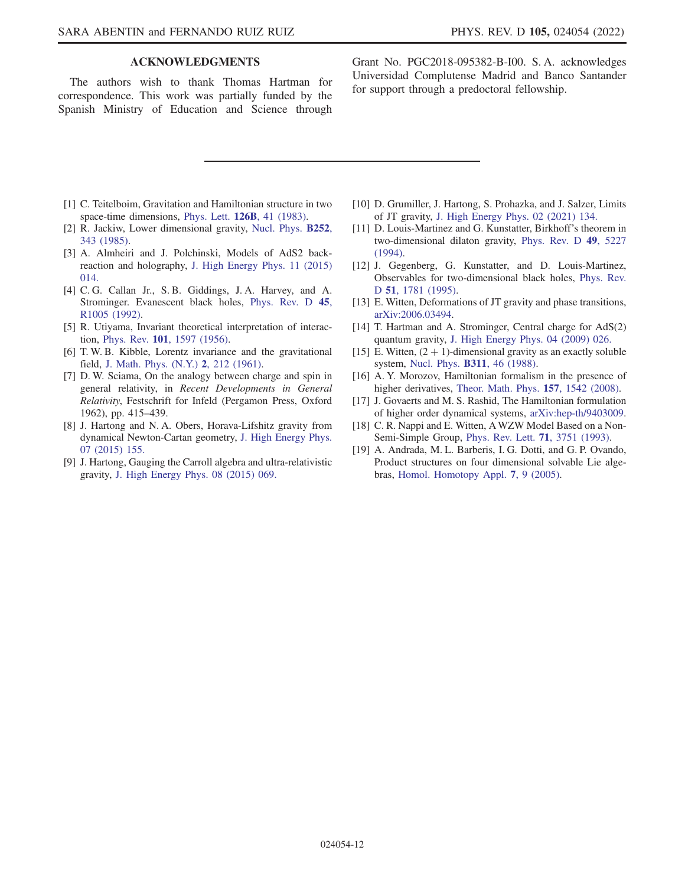## ACKNOWLEDGMENTS

The authors wish to thank Thomas Hartman for correspondence. This work was partially funded by the Spanish Ministry of Education and Science through Grant No. PGC2018-095382-B-I00. S. A. acknowledges Universidad Complutense Madrid and Banco Santander for support through a predoctoral fellowship.

---

[1] C. Teitelboim, Gravitation and Hamiltonian structure in two space-time dimensions, Phys. Lett. **126B**, 41 (1983).

[2] R. Jackiw, Lower dimensional gravity, Nucl. Phys. **B252**, 343 (1985).

[3] A. Almheiri and J. Polchinski, Models of AdS2 backreaction and holography, J. High Energy Phys. 11 (2015) 014.

[4] C. G. Callan Jr., S. B. Giddings, J. A. Harvey, and A. Strominger. Evanescent black holes, Phys. Rev. D **45**, R1005 (1992).

[5] R. Utiyama, Invariant theoretical interpretation of interaction, Phys. Rev. **101**, 1597 (1956).

[6] T. W. B. Kibble, Lorentz invariance and the gravitational field, J. Math. Phys. (N.Y.) **2**, 212 (1961).

[7] D. W. Sciama, On the analogy between charge and spin in general relativity, in *Recent Developments in General Relativity*, Festschrift for Infeld (Pergamon Press, Oxford 1962), pp. 415–439.

[8] J. Hartong and N. A. Obers, Horava-Lifshitz gravity from dynamical Newton-Cartan geometry, J. High Energy Phys. 07 (2015) 155.

[9] J. Hartong, Gauging the Carroll algebra and ultra-relativistic gravity, J. High Energy Phys. 08 (2015) 069.

[10] D. Grumiller, J. Hartong, S. Prohazka, and J. Salzer, Limits of JT gravity, J. High Energy Phys. 02 (2021) 134.

[11] D. Louis-Martinez and G. Kunstatter, Birkhoff's theorem in two-dimensional dilaton gravity, Phys. Rev. D **49**, 5227 (1994).

[12] J. Gegenberg, G. Kunstatter, and D. Louis-Martinez, Observables for two-dimensional black holes, Phys. Rev. D **51**, 1781 (1995).

[13] E. Witten, Deformations of JT gravity and phase transitions, arXiv:2006.03494.

[14] T. Hartman and A. Strominger, Central charge for AdS(2) quantum gravity, J. High Energy Phys. 04 (2009) 026.

[15] E. Witten, $(2+1)$-dimensional gravity as an exactly soluble system, Nucl. Phys. **B311**, 46 (1988).

[16] A. Y. Morozov, Hamiltonian formalism in the presence of higher derivatives, Theor. Math. Phys. **157**, 1542 (2008).

[17] J. Govaerts and M. S. Rashid, The Hamiltonian formulation of higher order dynamical systems, arXiv:hep-th/9403009.

[18] C. R. Nappi and E. Witten, A WZW Model Based on a Non-Semi-Simple Group, Phys. Rev. Lett. **71**, 3751 (1993).

[19] A. Andrada, M. L. Barberis, I. G. Dotti, and G. P. Ovando, Product structures on four dimensional solvable Lie algebras, Homol. Homotopy Appl. **7**, 9 (2005).